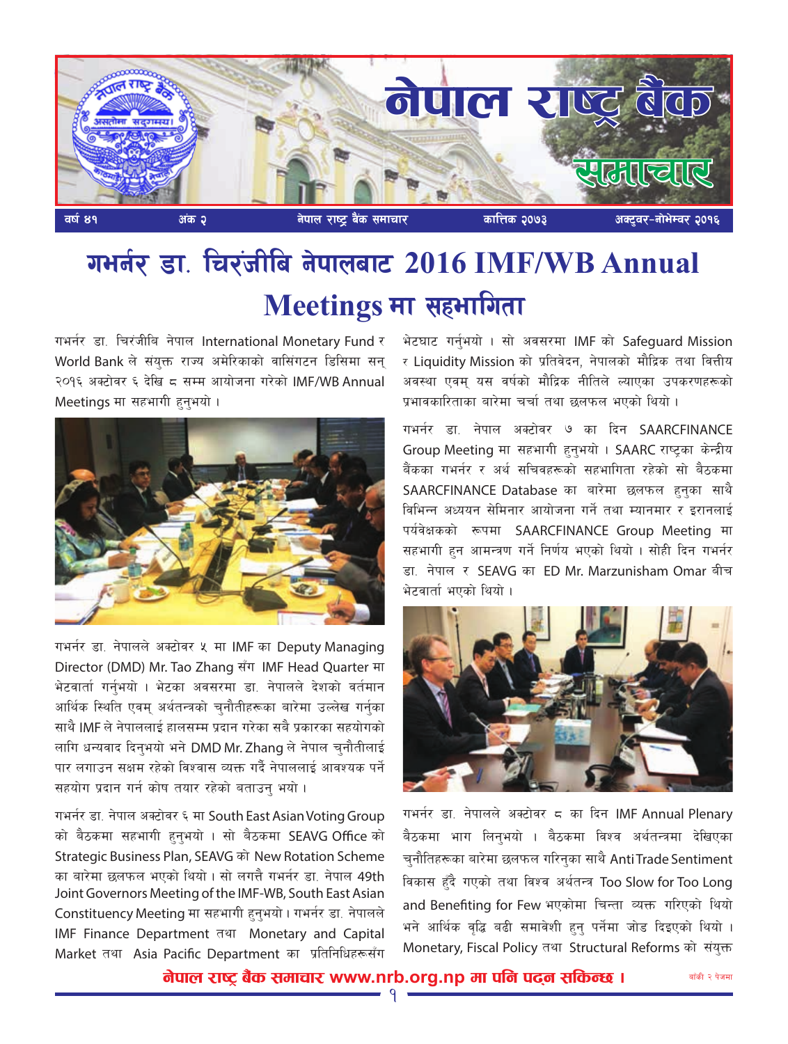# नेपाल राष्ट्र बैंक समाचार

वर्ष ४१ | अंक २ | नेपाल राष्ट्र बैंक समाचार | कात्तिक २०७३ | अक्टुवर-नोभेम्बर २०१६

## गभर्नर डा. चिरंजीबि नेपालबाट 2016 IMF/WB Annual Meetings मा सहभागिता

गभर्नर डा. चिरंजीबि नेपाल International Monetary Fund र World Bank ले संयुक्त राज्य अमेरिकाको वासिंगटन डिसिमा सन् २०१६ अक्टोवर ६ देखि ८ सम्म आयोजना गरेको IMF/WB Annual Meetings मा सहभागी हुनुभयो ।

गभर्नर डा. नेपालले अक्टोवर ५ मा IMF का Deputy Managing Director (DMD) Mr. Tao Zhang सँग IMF Head Quarter मा भेटवार्ता गर्नुभयो । भेटका अवसरमा डा. नेपालले देशको वर्तमान आर्थिक स्थिति एवम् अर्थतन्त्रको चुनौतीहरूका बारेमा उल्लेख गर्नुका साथै IMF ले नेपाललाई हालसम्म प्रदान गरेका सबै प्रकारका सहयोगको लागि धन्यवाद दिनुभयो भने DMD Mr. Zhang ले नेपाल चुनौतीलाई पार लगाउन सक्षम रहेको विश्वास व्यक्त गर्दै नेपाललाई आवश्यक पर्ने सहयोग प्रदान गर्न कोष तयार रहेको बताउनु भयो ।

गभर्नर डा. नेपाल अक्टोवर ६ मा South East Asian Voting Group को बैठकमा सहभागी हुनुभयो । सो बैठकमा SEAVG Office को Strategic Business Plan, SEAVG को New Rotation Scheme का बारेमा छलफल भएको थियो । सो लगत्तै गभर्नर डा. नेपाल 49th Joint Governors Meeting of the IMF-WB, South East Asian Constituency Meeting मा सहभागी हुनुभयो । गभर्नर डा. नेपालले IMF Finance Department तथा Monetary and Capital Market तथा Asia Pacific Department का प्रतिनिधिहरूसँग भेटघाट गर्नुभयो । सो अवसरमा IMF को Safeguard Mission र Liquidity Mission को प्रतिवेदन, नेपालको मौद्रिक तथा वित्तीय अवस्था एवम् यस वर्षको मौद्रिक नीतिले ल्याएका उपकरणहरूको प्रभावकारिताका बारेमा चर्चा तथा छलफल भएको थियो ।

गभर्नर डा. नेपाल अक्टोवर ७ का दिन SAARCFINANCE Group Meeting मा सहभागी हुनुभयो । SAARC राष्ट्रका केन्द्रीय बैंकका गभर्नर र अर्थ सचिवहरूको सहभागिता रहेको सो बैठकमा SAARCFINANCE Database का बारेमा छलफल हुनुका साथै विभिन्न अध्ययन सेमिनार आयोजना गर्ने तथा म्यानमार र इरानलाई पर्यवेक्षकको रूपमा SAARCFINANCE Group Meeting मा सहभागी हुन आमन्त्रण गर्ने निर्णय भएको थियो । सोही दिन गभर्नर डा. नेपाल र SEAVG का ED Mr. Marzunisham Omar बीच भेटवार्ता भएको थियो ।

गभर्नर डा. नेपालले अक्टोवर ८ का दिन IMF Annual Plenary बैठकमा भाग लिनुभयो । बैठकमा विश्व अर्थतन्त्रमा देखिएका चुनौतिहरूका बारेमा छलफल गरिनुका साथै Anti Trade Sentiment विकास हुँदै गएको तथा विश्व अर्थतन्त्र Too Slow for Too Long and Benefiting for Few भएकोमा चिन्ता व्यक्त गरिएको थियो भने आर्थिक वृद्धि बढी समावेशी हुनु पर्नेमा जोड दिइएको थियो । Monetary, Fiscal Policy तथा Structural Reforms को संयुक्त

बाँकी २ पेजमा

**नेपाल राष्ट्र बैंक समाचार www.nrb.org.np मा पनि पढ्न सकिन्छ ।**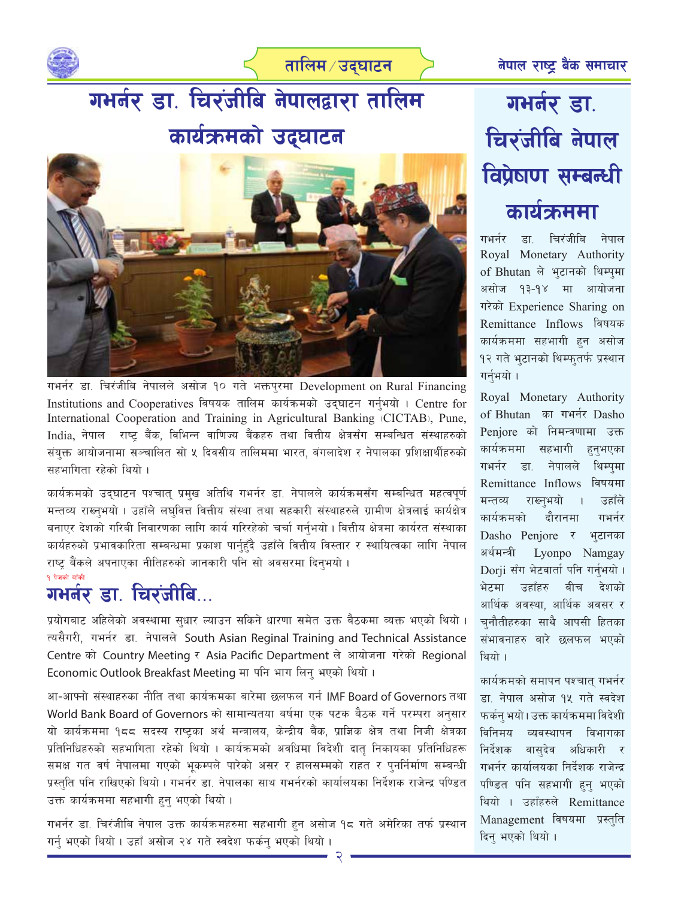# गभर्नर डा. चिरंजीबि नेपालद्वारा तालिम कार्यक्रमको उद्घाटन

गभर्नर डा. चिरंजीबि नेपालले असोज १० गते भक्तपुरमा Development on Rural Financing Institutions and Cooperatives विषयक तालिम कार्यक्रमको उद्घाटन गर्नुभयो । Centre for International Cooperation and Training in Agricultural Banking (CICTAB), Pune, India, नेपाल राष्ट्र बैंक, विभिन्न वाणिज्य बैंकहरु तथा वित्तीय क्षेत्रसँग सम्बन्धित संस्थाहरुको संयुक्त आयोजनामा सञ्चालित सो ५ दिवसीय तालिममा भारत, बंगलादेश र नेपालका प्रशिक्षार्थीहरुको सहभागिता रहेको थियो ।

कार्यक्रमको उद्घाटन पश्चात् प्रमुख अतिथि गभर्नर डा. नेपालले कार्यक्रमसँग सम्बन्धित महत्वपूर्ण मन्तव्य राख्नुभयो । उहाँले लघुवित्त वित्तीय संस्था तथा सहकारी संस्थाहरुले ग्रामीण क्षेत्रलाई कार्यक्षेत्र बनाएर देशको गरिबी निवारणका लागि कार्य गरिरहेको चर्चा गर्नुभयो । वित्तीय क्षेत्रमा कार्यरत संस्थाका कार्यहरुको प्रभावकारिता सम्बन्धमा प्रकाश पार्नुहुँदै उहाँले वित्तीय विस्तार र स्थायित्वका लागि नेपाल राष्ट्र बैंकले अपनाएका नीतिहरुको जानकारी पनि सो अवसरमा दिनुभयो ।

१ पेजको बाँकी

## गभर्नर डा. चिरंजीबि...

प्रयोगबाट अहिलेको अवस्थामा सुधार ल्याउन सकिने धारणा समेत उक्त बैठकमा व्यक्त भएको थियो । त्यसैगरी, गभर्नर डा. नेपालले South Asian Reginal Training and Technical Assistance Centre को Country Meeting र Asia Pacific Department ले आयोजना गरेको Regional Economic Outlook Breakfast Meeting मा पनि भाग लिनु भएको थियो ।

आ-आफ्नो संस्थाहरुका नीति तथा कार्यक्रमका बारेमा छलफल गर्न IMF Board of Governors तथा World Bank Board of Governors को सामान्यतया बर्षमा एक पटक बैठक गर्ने परम्परा अनुसार यो कार्यक्रममा १८८ सदस्य राष्ट्का अर्थ मन्त्रालय, केन्द्रीय बैंक, प्राज्ञिक क्षेत्र तथा निजी क्षेत्रका प्रतिनिधिहरुको सहभागिता रहेको थियो । कार्यक्रमको अवधिमा विदेशी दातृ निकायका प्रतिनिधिहरू समक्ष गत वर्ष नेपालमा गएको भूकम्पले पारेको असर र हालसम्मको राहत र पुनर्निर्माण सम्बन्धी प्रस्तुति पनि राखिएको थियो । गभर्नर डा. नेपालका साथ गभर्नरको कार्यालयका निर्देशक राजेन्द्र पण्डित उक्त कार्यक्रममा सहभागी हुनु भएको थियो ।

गभर्नर डा. चिरंजीबि नेपाल उक्त कार्यक्रमहरुमा सहभागी हुन असोज १८ गते अमेरिका तर्फ प्रस्थान गर्नु भएको थियो । उहाँ असोज २४ गते स्वदेश फर्कनु भएको थियो ।

# गभर्नर डा. चिरंजीबि नेपाल विप्रेषण सम्बन्धी कार्यक्रममा

गभर्नर डा. चिरंजीबि नेपाल Royal Monetary Authority of Bhutan ले भुटानको थिम्पुमा असोज १३-१४ मा आयोजना गरेको Experience Sharing on Remittance Inflows विषयक कार्यक्रममा सहभागी हुन असोज १२ गते भुटानको थिम्फुतर्फ प्रस्थान गर्नुभयो ।

Royal Monetary Authority of Bhutan का गभर्नर Dasho Penjore को निमन्त्रणामा उक्त कार्यक्रममा सहभागी हुनुभएका गभर्नर डा. नेपालले थिम्पुमा Remittance Inflows विषयमा मन्तव्य राख्नुभयो । उहाँले कार्यक्रमको दौरानमा गभर्नर Dasho Penjore र भुटानका अर्थमन्त्री Lyonpo Namgay Dorji सँग भेटवार्ता पनि गर्नुभयो । भेटमा उहाँहरु बीच देशको आर्थिक अवस्था, आर्थिक अवसर र चुनौतीहरुका साथै आपसी हितका संभावनाहरु बारे छलफल भएको थियो ।

कार्यक्रमको समापन पश्चात् गभर्नर डा. नेपाल असोज १५ गते स्वदेश फर्कनु भयो। उक्त कार्यक्रममा विदेशी विनिमय व्यवस्थापन विभागका निर्देशक वासुदेव अधिकारी र गभर्नर कार्यालयका निर्देशक राजेन्द्र पण्डित पनि सहभागी हुनु भएको थियो । उहाँहरुले Remittance Management विषयमा प्रस्तुति दिनु भएको थियो ।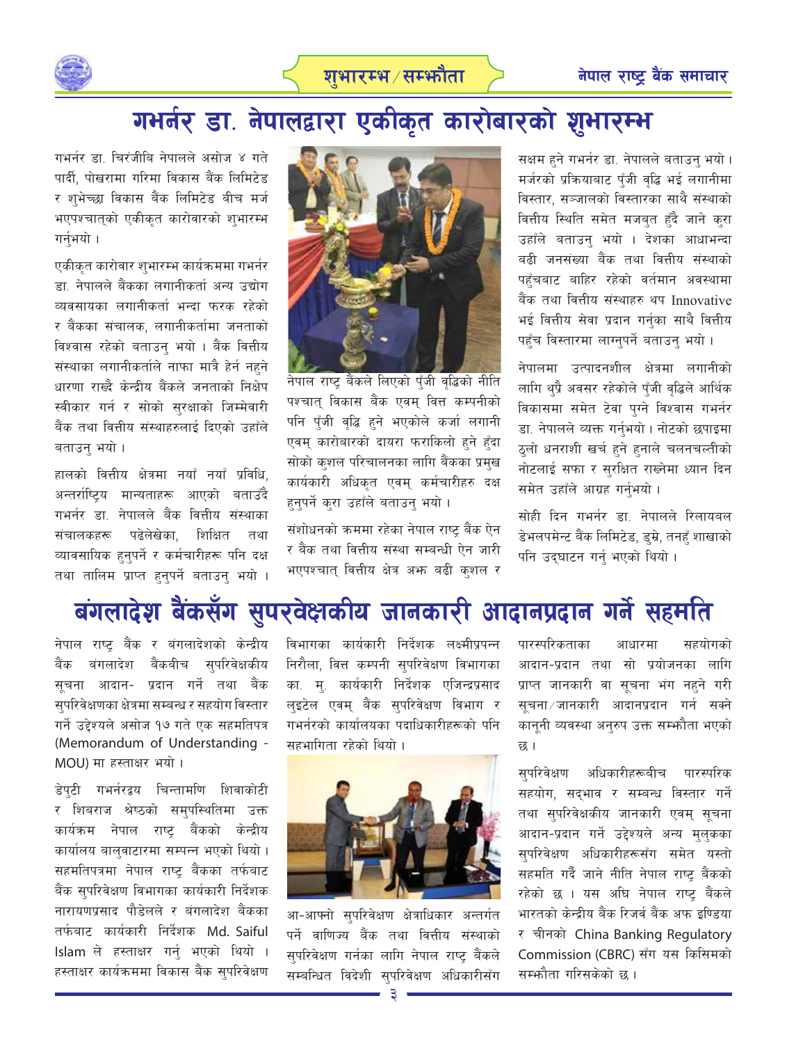# गभर्नर डा. नेपालद्वारा एकीकृत कारोबारको शुभारम्भ

गभर्नर डा. चिरंजीबि नेपालले असोज ४ गते पार्दी, पोखरामा गरिमा विकास बैंक लिमिटेड र शुभेच्छा विकास बैंक लिमिटेड बीच मर्ज भएपश्चात्को एकीकृत कारोबारको शुभारम्भ गर्नुभयो ।

एकीकृत कारोवार शुभारम्भ कार्यक्रममा गभर्नर डा. नेपालले बैंकका लगानीकर्ता अन्य उद्योग व्यवसायका लगानीकर्ता भन्दा फरक रहेको र बैंकका संचालक, लगानीकर्तामा जनताको विश्वास रहेको बताउनु भयो । बैंक वित्तीय संस्थाका लगानीकर्ताले नाफा मात्रै हेर्न नहुने धारणा राख्दै केन्द्रीय बैंकले जनताको निक्षेप स्वीकार गर्न र सोको सुरक्षाको जिम्मेवारी बैंक तथा वित्तीय संस्थाहरुलाई दिएको उहाँले बताउनु भयो ।

हालको वित्तीय क्षेत्रमा नयाँ नयाँ प्रविधि, अन्तर्राष्ट्रिय मान्यताहरू आएको बताउँदै गभर्नर डा. नेपालले बैंक वित्तीय संस्थाका संचालकहरू पढेलेखेका, शिक्षित तथा व्यावसायिक हुनुपर्ने र कर्मचारीहरू पनि दक्ष तथा तालिम प्राप्त हुनुपर्ने बताउनु भयो । नेपाल राष्ट्र बैंकले लिएको पुँजी वृद्धिको नीति पश्चात् विकास बैंक एवम् वित्त कम्पनीको पनि पुँजी वृद्धि हुने भएकोले कर्जा लगानी एवम् कारोबारको दायरा फराकिलो हुने हुँदा सोको कुशल परिचालनका लागि बैंकका प्रमुख कार्यकारी अधिकृत एवम् कर्मचारीहरु दक्ष हुनुपर्ने कुरा उहाँले बताउनु भयो ।

संशोधनको क्रममा रहेका नेपाल राष्ट्र बैंक ऐन र बैंक तथा वित्तीय संस्था सम्बन्धी ऐन जारी भएपश्चात् वित्तीय क्षेत्र अझ बढी कुशल र सक्षम हुने गभर्नर डा. नेपालले बताउनु भयो । मर्जरको प्रक्रियाबाट पुँजी वृद्धि भई लगानीमा विस्तार, सञ्जालको विस्तारका साथै संस्थाको वित्तीय स्थिति समेत मजबुत हुँदै जाने कुरा उहाँले बताउनु भयो । देशका आधाभन्दा बढी जनसंख्या बैंक तथा वित्तीय संस्थाको पहुँचबाट बाहिर रहेको वर्तमान अवस्थामा बैंक तथा वित्तीय संस्थाहरु थप Innovative भई वित्तीय सेवा प्रदान गर्नुका साथै वित्तीय पहुँच विस्तारमा लाग्नुपर्ने बताउनु भयो ।

नेपालमा उत्पादनशील क्षेत्रमा लगानीको लागि थुप्रै अवसर रहेकोले पुँजी वृद्धिले आर्थिक विकासमा समेत टेवा पुग्ने विश्वास गभर्नर डा. नेपालले व्यक्त गर्नुभयो । नोटको छपाइमा ठूलो धनराशी खर्च हुने हुनाले चलनचल्तीको नोटलाई सफा र सुरक्षित राख्नेमा ध्यान दिन समेत उहाँले आग्रह गर्नुभयो ।

सोही दिन गभर्नर डा. नेपालले रिलायबल डेभलपमेन्ट बैंक लिमिटेड, डुम्रे, तनहुँ शाखाको पनि उद्घाटन गर्नु भएको थियो ।

# बंगलादेश बैंकसँग सुपरवेक्षकीय जानकारी आदानप्रदान गर्ने सहमति

नेपाल राष्ट्र बैंक र बंगलादेशको केन्द्रीय बैंक बंगलादेश बैंकबीच सुपरिवेक्षकीय सूचना आदान- प्रदान गर्ने तथा बैंक सुपरिवेक्षणका क्षेत्रमा सम्बन्ध र सहयोग विस्तार गर्ने उद्देश्यले असोज १७ गते एक सहमतिपत्र (Memorandum of Understanding - MOU) मा हस्ताक्षर भयो ।

डेपुटी गभर्नरद्वय चिन्तामणि शिवाकोटी र शिवराज श्रेष्ठको समुपस्थितिमा उक्त कार्यक्रम नेपाल राष्ट्र बैंकको केन्द्रीय कार्यालय बालुवाटारमा सम्पन्न भएको थियो । सहमतिपत्रमा नेपाल राष्ट्र बैंकका तर्फबाट बैंक सुपरिवेक्षण विभागका कार्यकारी निर्देशक नारायणप्रसाद पौडेलले र बंगलादेश बैंकका तर्फबाट कार्यकारी निर्देशक Md. Saiful Islam ले हस्ताक्षर गर्नु भएको थियो । हस्ताक्षर कार्यक्रममा विकास बैंक सुपरिवेक्षण विभागका कार्यकारी निर्देशक लक्ष्मीप्रपन्न निरौला, वित्त कम्पनी सुपरिवेक्षण विभागका का. मु. कार्यकारी निर्देशक एजिन्द्रप्रसाद लुइटेल एवम् बैंक सुपरिवेक्षण विभाग र गभर्नरको कार्यालयका पदाधिकारीहरूको पनि सहभागिता रहेको थियो ।

आ-आफ्नो सुपरिवेक्षण क्षेत्राधिकार अन्तर्गत पर्ने वाणिज्य बैंक तथा वित्तीय संस्थाको सुपरिवेक्षण गर्नका लागि नेपाल राष्ट्र बैंकले सम्बन्धित विदेशी सुपरिवेक्षण अधिकारीसँग पारस्परिकताका आधारमा सहयोगको आदान-प्रदान तथा सो प्रयोजनका लागि प्राप्त जानकारी वा सूचना भंग नहुने गरी सूचना/जानकारी आदानप्रदान गर्न सक्ने कानूनी व्यवस्था अनुरुप उक्त सम्झौता भएको छ ।

सुपरिवेक्षण अधिकारीहरूबीच पारस्परिक सहयोग, सद्भाव र सम्बन्ध विस्तार गर्ने तथा सुपरिवेक्षकीय जानकारी एवम् सूचना आदान-प्रदान गर्ने उद्देश्यले अन्य मुलुकका सुपरिवेक्षण अधिकारीहरूसँग समेत यस्तो सहमति गर्दै जाने नीति नेपाल राष्ट्र बैंकको रहेको छ । यस अघि नेपाल राष्ट्र बैंकले भारतको केन्द्रीय बैंक रिजर्व बैंक अफ इण्डिया र चीनको China Banking Regulatory Commission (CBRC) सँग यस किसिमको सम्झौता गरिसकेको छ ।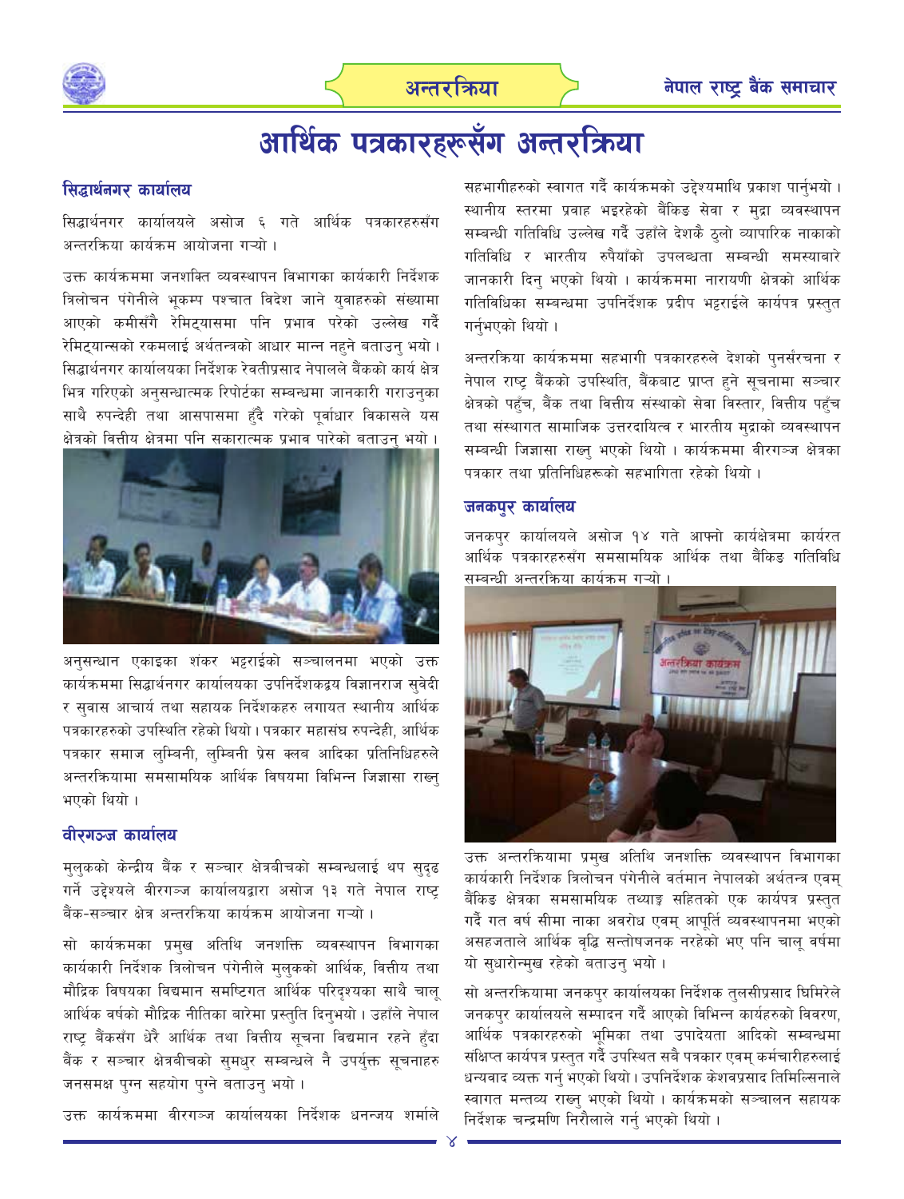# आर्थिक पत्रकारहरूसँग अन्तरक्रिया

## सिद्धार्थनगर कार्यालय

सिद्धार्थनगर कार्यालयले असोज ६ गते आर्थिक पत्रकारहरुसँग अन्तरक्रिया कार्यक्रम आयोजना गऱ्यो ।

उक्त कार्यक्रममा जनशक्ति व्यवस्थापन विभागका कार्यकारी निर्देशक त्रिलोचन पंगेनीले भूकम्प पश्चात विदेश जाने युवाहरुको संख्यामा आएको कमीसँगै रेमिट्यासमा पनि प्रभाव परेको उल्लेख गर्दै रेमिट्यान्सको रकमलाई अर्थतन्त्रको आधार मान्न नहुने बताउनु भयो । सिद्धार्थनगर कार्यालयका निर्देशक रेवतीप्रसाद नेपालले बैंकको कार्य क्षेत्र भित्र गरिएको अनुसन्धात्मक रिपोर्टका सम्बन्धमा जानकारी गराउनुका साथै रुपन्देही तथा आसपासमा हुँदै गरेको पूर्वाधार विकासले यस क्षेत्रको वित्तीय क्षेत्रमा पनि सकारात्मक प्रभाव पारेको बताउनु भयो ।

अनुसन्धान एकाइका शंकर भट्टराईको सञ्चालनमा भएको उक्त कार्यक्रममा सिद्धार्थनगर कार्यालयका उपनिर्देशकद्वय विज्ञानराज सुवेदी र सुवास आचार्य तथा सहायक निर्देशकहरु लगायत स्थानीय आर्थिक पत्रकारहरुको उपस्थिति रहेको थियो । पत्रकार महासंघ रुपन्देही, आर्थिक पत्रकार समाज लुम्बिनी, लुम्बिनी प्रेस क्लब आदिका प्रतिनिधिहरुले अन्तरक्रियामा समसामयिक आर्थिक विषयमा विभिन्न जिज्ञासा राख्नु भएको थियो ।

## वीरगञ्ज कार्यालय

मुलुकको केन्द्रीय बैंक र सञ्चार क्षेत्रबीचको सम्बन्धलाई थप सुदृढ गर्ने उद्देश्यले वीरगञ्ज कार्यालयद्वारा असोज १३ गते नेपाल राष्ट्र बैंक-सञ्चार क्षेत्र अन्तरक्रिया कार्यक्रम आयोजना गऱ्यो ।

सो कार्यक्रमका प्रमुख अतिथि जनशक्ति व्यवस्थापन विभागका कार्यकारी निर्देशक त्रिलोचन पंगेनीले मुलुकको आर्थिक, वित्तीय तथा मौद्रिक विषयका विद्यमान समष्टिगत आर्थिक परिदृश्यका साथै चालू आर्थिक वर्षको मौद्रिक नीतिका बारेमा प्रस्तुति दिनुभयो । उहाँले नेपाल राष्ट्र बैंकसँग धेरै आर्थिक तथा वित्तीय सूचना विद्यमान रहने हुँदा बैंक र सञ्चार क्षेत्रबीचको सुमधुर सम्बन्धले नै उपर्युक्त सूचनाहरु जनसमक्ष पुग्न सहयोग पुग्ने बताउनु भयो ।

उक्त कार्यक्रममा वीरगञ्ज कार्यालयका निर्देशक धनन्जय शर्माले सहभागीहरुको स्वागत गर्दै कार्यक्रमको उद्देश्यमाथि प्रकाश पार्नुभयो । स्थानीय स्तरमा प्रवाह भइरहेको बैंकिङ सेवा र मुद्रा व्यवस्थापन सम्बन्धी गतिविधि उल्लेख गर्दै उहाँले देशकै ठूलो व्यापारिक नाकाको गतिविधि र भारतीय रुपैयाँको उपलब्धता सम्बन्धी समस्याबारे जानकारी दिनु भएको थियो । कार्यक्रममा नारायणी क्षेत्रको आर्थिक गतिविधिका सम्बन्धमा उपनिर्देशक प्रदीप भट्टराईले कार्यपत्र प्रस्तुत गर्नुभएको थियो ।

अन्तरक्रिया कार्यक्रममा सहभागी पत्रकारहरुले देशको पुनर्संरचना र नेपाल राष्ट्र बैंकको उपस्थिति, बैंकबाट प्राप्त हुने सूचनामा सञ्चार क्षेत्रको पहुँच, बैंक तथा वित्तीय संस्थाको सेवा विस्तार, वित्तीय पहुँच तथा संस्थागत सामाजिक उत्तरदायित्व र भारतीय मुद्राको व्यवस्थापन सम्बन्धी जिज्ञासा राख्नु भएको थियो । कार्यक्रममा वीरगञ्ज क्षेत्रका पत्रकार तथा प्रतिनिधिहरूको सहभागिता रहेको थियो ।

## जनकपुर कार्यालय

जनकपुर कार्यालयले असोज १४ गते आफ्नो कार्यक्षेत्रमा कार्यरत आर्थिक पत्रकारहरुसँग समसामयिक आर्थिक तथा बैकिङ गतिविधि सम्बन्धी अन्तरक्रिया कार्यक्रम गऱ्यो ।

उक्त अन्तरक्रियामा प्रमुख अतिथि जनशक्ति व्यवस्थापन विभागका कार्यकारी निर्देशक त्रिलोचन पंगेनीले वर्तमान नेपालको अर्थतन्त्र एवम् बैंकिङ क्षेत्रका समसामयिक तथ्याङ्क सहितको एक कार्यपत्र प्रस्तुत गर्दै गत वर्ष सीमा नाका अवरोध एवम् आपूर्ति व्यवस्थापनमा भएको असहजताले आर्थिक वृद्धि सन्तोषजनक नरहेको भए पनि चालू वर्षमा यो सुधारोन्मुख रहेको बताउनु भयो ।

सो अन्तरक्रियामा जनकपुर कार्यालयका निर्देशक तुलसीप्रसाद घिमिरेले जनकपुर कार्यालयले सम्पादन गर्दै आएको विभिन्न कार्यहरुको विवरण, आर्थिक पत्रकारहरुको भूमिका तथा उपादेयता आदिको सम्बन्धमा संक्षिप्त कार्यपत्र प्रस्तुत गर्दै उपस्थित सबै पत्रकार एवम् कर्मचारीहरुलाई धन्यवाद व्यक्त गर्नु भएको थियो । उपनिर्देशक केशवप्रसाद तिमिल्सिनाले स्वागत मन्तव्य राख्नु भएको थियो । कार्यक्रमको सञ्चालन सहायक निर्देशक चन्द्रमणि निरौलाले गर्नु भएको थियो ।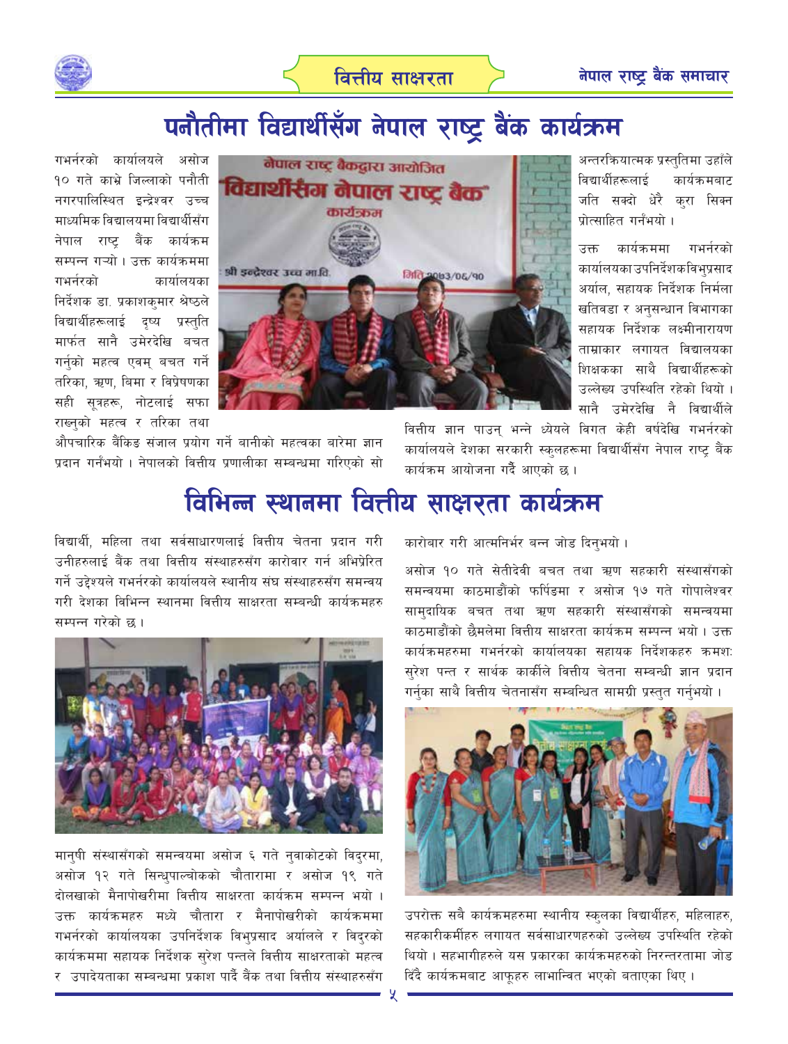# पनौतीमा विद्यार्थीसँग नेपाल राष्ट्र बैंक कार्यक्रम

गभर्नरको कार्यालयले असोज १० गते काभ्रे जिल्लाको पनौती नगरपालिस्थित इन्द्रेश्वर उच्च माध्यमिक विद्यालयमा विद्यार्थीसँग नेपाल राष्ट्र बैंक कार्यक्रम सम्पन्न गर्‍यो । उक्त कार्यक्रममा गभर्नरको कार्यालयका निर्देशक डा. प्रकाशकुमार श्रेष्ठले विद्यार्थीहरूलाई दृष्य प्रस्तुति मार्फत सानै उमेरदेखि बचत गर्नुको महत्व एवम् बचत गर्ने तरिका, ऋण, बिमा र विप्रेषणका सही सूत्रहरू, नोटलाई सफा राख्नुको महत्व र तरिका तथा औपचारिक बैंकिङ संजाल प्रयोग गर्ने बानीको महत्वका बारेमा ज्ञान प्रदान गर्नुभयो । नेपालको वित्तीय प्रणालीका सम्बन्धमा गरिएको सो अन्तरक्रियात्मक प्रस्तुतिमा उहाँले विद्यार्थीहरूलाई कार्यक्रमबाट जति सक्दो धेरै कुरा सिक्न प्रोत्साहित गर्नुभयो ।

उक्त कार्यक्रममा गभर्नरको कार्यालयका उपनिर्देशक विभुप्रसाद अर्याल, सहायक निर्देशक निर्मला खतिवडा र अनुसन्धान विभागका सहायक निर्देशक लक्ष्मीनारायण ताम्राकार लगायत विद्यालयका शिक्षकका साथै विद्यार्थीहरूको उल्लेख्य उपस्थिति रहेको थियो । सानै उमेरदेखि नै विद्यार्थीले वित्तीय ज्ञान पाउन् भन्ने ध्येयले विगत केही वर्षदेखि गभर्नरको कार्यालयले देशका सरकारी स्कुलहरूमा विद्यार्थीसँग नेपाल राष्ट्र बैंक कार्यक्रम आयोजना गर्दै आएको छ ।

# विभिन्न स्थानमा वित्तीय साक्षरता कार्यक्रम

विद्यार्थी, महिला तथा सर्वसाधारणलाई वित्तीय चेतना प्रदान गरी उनीहरुलाई बैंक तथा वित्तीय संस्थाहरुसँग कारोवार गर्न अभिप्रेरित गर्ने उद्देश्यले गभर्नरको कार्यालयले स्थानीय संघ संस्थाहरुसँग समन्वय गरी देशका विभिन्न स्थानमा वित्तीय साक्षरता सम्बन्धी कार्यक्रमहरु सम्पन्न गरेको छ ।

मानुषी संस्थासँगको समन्वयमा असोज ६ गते नुवाकोटको विदुरमा, असोज १२ गते सिन्धुपाल्चोकको चौतारामा र असोज १९ गते दोलखाको मैनापोखरीमा वित्तीय साक्षरता कार्यक्रम सम्पन्न भयो । उक्त कार्यक्रमहरु मध्ये चौतारा र मैनापोखरीको कार्यक्रममा गभर्नरको कार्यालयका उपनिर्देशक विभुप्रसाद अर्यालले र विदुरको कार्यक्रममा सहायक निर्देशक सुरेश पन्तले वित्तीय साक्षरताको महत्व र उपादेयताका सम्बन्धमा प्रकाश पार्दै बैंक तथा वित्तीय संस्थाहरुसँग कारोबार गरी आत्मनिर्भर बन्न जोड दिनुभयो ।

असोज १० गते सेतीदेवी बचत तथा ऋण सहकारी संस्थासँगको समन्वयमा काठमाडौंको फर्पिङमा र असोज १७ गते गोपालेश्वर सामुदायिक बचत तथा ऋण सहकारी संस्थासँगको समन्वयमा काठमाडौंको छैमलेमा वित्तीय साक्षरता कार्यक्रम सम्पन्न भयो । उक्त कार्यक्रमहरुमा गभर्नरको कार्यालयका सहायक निर्देशकहरु क्रमशः सुरेश पन्त र सार्थक कार्कीले वित्तीय चेतना सम्बन्धी ज्ञान प्रदान गर्नुका साथै वित्तीय चेतनासँग सम्बन्धित सामग्री प्रस्तुत गर्नुभयो ।

उपरोक्त सबै कार्यक्रमहरुमा स्थानीय स्कुलका विद्यार्थीहरु, महिलाहरु, सहकारीकर्मीहरु लगायत सर्वसाधारणहरुको उल्लेख्य उपस्थिति रहेको थियो । सहभागीहरुले यस प्रकारका कार्यक्रमहरुको निरन्तरतामा जोड दिँदै कार्यक्रमबाट आफूहरु लाभान्वित भएको बताएका थिए ।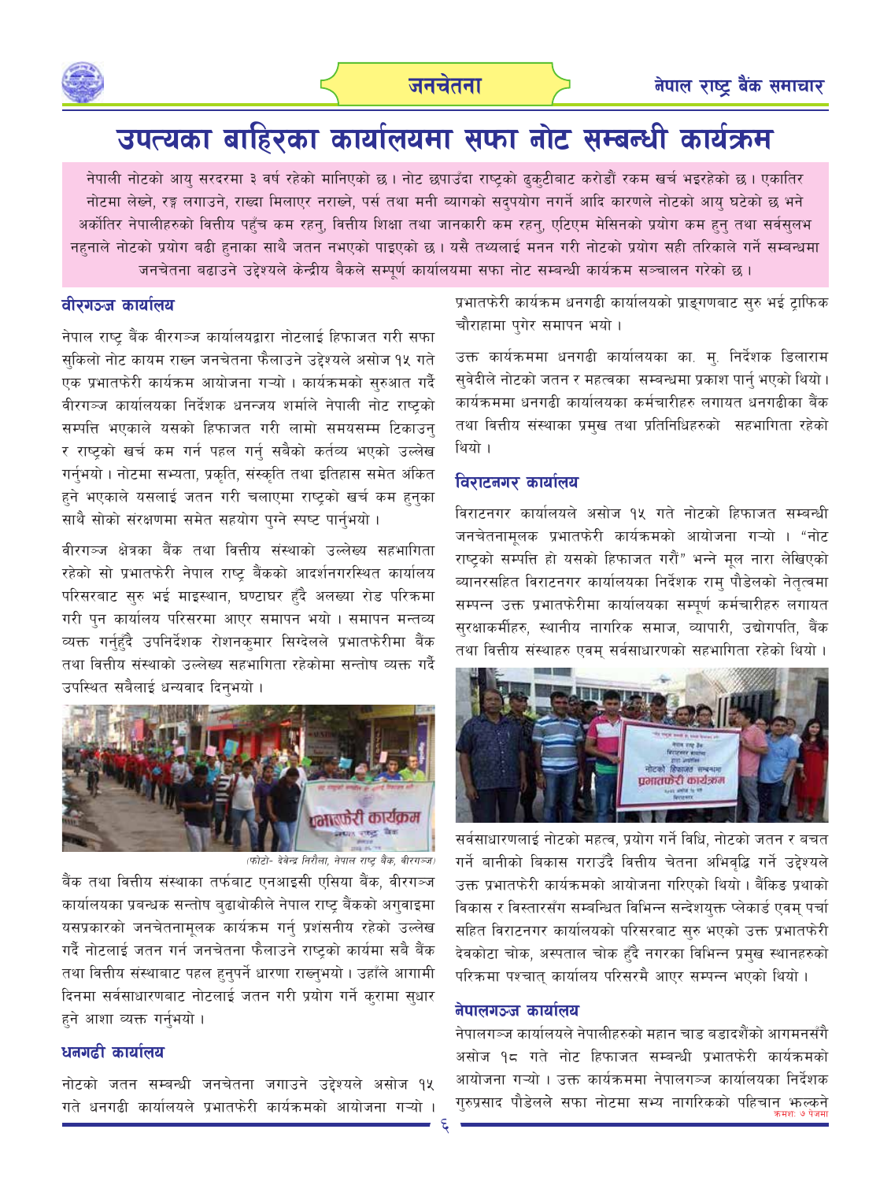# उपत्यका बाहिरका कार्यालयमा सफा नोट सम्बन्धी कार्यक्रम

नेपाली नोटको आयु सरदरमा ३ वर्ष रहेको मानिएको छ । नोट छपाउँदा राष्ट्रको ढुकुटीबाट करोडौं रकम खर्च भइरहेको छ । एकातिर नोटमा लेख्ने, रङ्ग लगाउने, राख्दा मिलाएर नराख्ने, पर्स तथा मनी ब्यागको सदुपयोग नगर्ने आदि कारणले नोटको आयु घटेको छ भने अर्कोतिर नेपालीहरुको वित्तीय पहुँच कम रहनु, वित्तीय शिक्षा तथा जानकारी कम रहनु, एटिएम मेसिनको प्रयोग कम हुनु तथा सर्वसुलभ नहुनाले नोटको प्रयोग बढी हुनाका साथै जतन नभएको पाइएको छ । यसै तथ्यलाई मनन गरी नोटको प्रयोग सही तरिकाले गर्ने सम्बन्धमा जनचेतना बढाउने उद्देश्यले केन्द्रीय बैंकले सम्पूर्ण कार्यालयमा सफा नोट सम्बन्धी कार्यक्रम सञ्चालन गरेको छ ।

### वीरगञ्ज कार्यालय

नेपाल राष्ट्र बैंक वीरगञ्ज कार्यालयद्वारा नोटलाई हिफाजत गरी सफा सुकिलो नोट कायम राख्न जनचेतना फैलाउने उद्देश्यले असोज १५ गते एक प्रभातफेरी कार्यक्रम आयोजना गऱ्यो । कार्यक्रमको सुरुआत गर्दै वीरगञ्ज कार्यालयका निर्देशक धनन्जय शर्माले नेपाली नोट राष्ट्रको सम्पत्ति भएकाले यसको हिफाजत गरी लामो समयसम्म टिकाउनु र राष्ट्रको खर्च कम गर्न पहल गर्नु सबैको कर्तव्य भएको उल्लेख गर्नुभयो । नोटमा सभ्यता, प्रकृति, संस्कृति तथा इतिहास समेत अंकित हुने भएकाले यसलाई जतन गरी चलाएमा राष्ट्रको खर्च कम हुनुका साथै सोको संरक्षणमा समेत सहयोग पुग्ने स्पष्ट पार्नुभयो ।

वीरगञ्ज क्षेत्रका बैंक तथा वित्तीय संस्थाको उल्लेख्य सहभागिता रहेको सो प्रभातफेरी नेपाल राष्ट्र बैंकको आदर्शनगरस्थित कार्यालय परिसरबाट सुरु भई माइस्थान, घण्टाघर हुँदै अलख्या रोड परिक्रमा गरी पुन कार्यालय परिसरमा आएर समापन भयो । समापन मन्तव्य व्यक्त गर्नुहुँदै उपनिर्देशक रोशनकुमार सिग्देलले प्रभातफेरीमा बैंक तथा वित्तीय संस्थाको उल्लेख्य सहभागिता रहेकोमा सन्तोष व्यक्त गर्दै उपस्थित सबैलाई धन्यवाद दिनुभयो ।

(फोटो- देवेन्द्र निरौला, नेपाल राष्ट्र बैंक, वीरगञ्ज)

बैंक तथा वित्तीय संस्थाका तर्फबाट एनआइसी एसिया बैंक, वीरगञ्ज कार्यालयका प्रबन्धक सन्तोष बुढाथोकीले नेपाल राष्ट्र बैंकको अगुवाइमा यसप्रकारको जनचेतनामूलक कार्यक्रम गर्नु प्रशंसनीय रहेको उल्लेख गर्दै नोटलाई जतन गर्न जनचेतना फैलाउने राष्ट्रको कार्यमा सबै बैंक तथा वित्तीय संस्थाबाट पहल हुनुपर्ने धारणा राख्नुभयो । उहाँले आगामी दिनमा सर्वसाधारणबाट नोटलाई जतन गरी प्रयोग गर्ने कुरामा सुधार हुने आशा व्यक्त गर्नुभयो ।

### धनगढी कार्यालय

नोटको जतन सम्बन्धी जनचेतना जगाउने उद्देश्यले असोज १५ गते धनगढी कार्यालयले प्रभातफेरी कार्यक्रमको आयोजना गऱ्यो । प्रभातफेरी कार्यक्रम धनगढी कार्यालयको प्राङ्गणबाट सुरु भई ट्राफिक चौराहामा पुगेर समापन भयो ।

उक्त कार्यक्रममा धनगढी कार्यालयका का. मु. निर्देशक डिलाराम सुवेदीले नोटको जतन र महत्वका सम्बन्धमा प्रकाश पार्नु भएको थियो । कार्यक्रममा धनगढी कार्यालयका कर्मचारीहरु लगायत धनगढीका बैंक तथा वित्तीय संस्थाका प्रमुख तथा प्रतिनिधिहरुको सहभागिता रहेको थियो ।

### विराटनगर कार्यालय

विराटनगर कार्यालयले असोज १५ गते नोटको हिफाजत सम्बन्धी जनचेतनामूलक प्रभातफेरी कार्यक्रमको आयोजना गऱ्यो । "नोट राष्ट्रको सम्पत्ति हो यसको हिफाजत गरौं" भन्ने मूल नारा लेखिएको ब्यानरसहित विराटनगर कार्यालयका निर्देशक रामु पौडेलको नेतृत्वमा सम्पन्न उक्त प्रभातफेरीमा कार्यालयका सम्पूर्ण कर्मचारीहरु लगायत सुरक्षाकर्मीहरु, स्थानीय नागरिक समाज, व्यापारी, उद्योगपति, बैंक तथा वित्तीय संस्थाहरु एवम् सर्वसाधारणको सहभागिता रहेको थियो ।

सर्वसाधारणलाई नोटको महत्व, प्रयोग गर्ने विधि, नोटको जतन र बचत गर्ने बानीको बिकास गराउँदै वित्तीय चेतना अभिवृद्धि गर्ने उद्देश्यले उक्त प्रभातफेरी कार्यक्रमको आयोजना गरिएको थियो । बैंकिङ प्रथाको विकास र विस्तारसँग सम्बन्धित विभिन्न सन्देशयुक्त प्लेकार्ड एवम् पर्चा सहित विराटनगर कार्यालयको परिसरबाट सुरु भएको उक्त प्रभातफेरी देवकोटा चोक, अस्पताल चोक हुँदै नगरका विभिन्न प्रमुख स्थानहरुको परिक्रमा पश्चात् कार्यालय परिसरमै आएर सम्पन्न भएको थियो ।

### नेपालगञ्ज कार्यालय

नेपालगञ्ज कार्यालयले नेपालीहरुको महान चाड बडादशैंको आगमनसँगै असोज १८ गते नोट हिफाजत सम्बन्धी प्रभातफेरी कार्यक्रमको आयोजना गऱ्यो । उक्त कार्यक्रममा नेपालगञ्ज कार्यालयका निर्देशक गुरुप्रसाद पौडेलले सफा नोटमा सभ्य नागरिकको पहिचान झल्कने

क्रमशः ७ पेजमा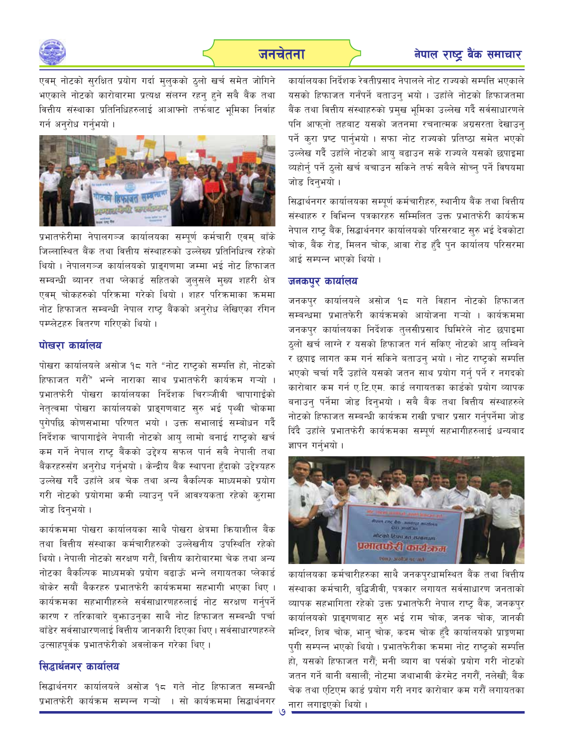एवम् नोटको सुरक्षित प्रयोग गर्दा मुलुकको ठुलो खर्च समेत जोगिने भएकाले नोटको कारोबारमा प्रत्यक्ष संलग्न रहनु हुने सबै बैंक तथा वित्तीय संस्थाका प्रतिनिधिहरुलाई आआफ्नो तर्फबाट भूमिका निर्वाह गर्न अनुरोध गर्नुभयो ।

प्रभातफेरीमा नेपालगञ्ज कार्यालयका सम्पूर्ण कर्मचारी एवम् बाँके जिल्लास्थित बैंक तथा वित्तीय संस्थाहरुको उल्लेख्य प्रतिनिधित्व रहेको थियो । नेपालगञ्ज कार्यालयको प्राङ्गणमा जम्मा भई नोट हिफाजत सम्बन्धी ब्यानर तथा प्लेकार्ड सहितको जुलुसले मुख्य शहरी क्षेत्र एवम् चोकहरुको परिक्रमा गरेको थियो । शहर परिक्रमाका क्रममा नोट हिफाजत सम्बन्धी नेपाल राष्ट्र बैंकको अनुरोध लेखिएका रंगिन पम्प्लेटहरु वितरण गरिएको थियो ।

## पोखरा कार्यालय

पोखरा कार्यालयले असोज १८ गते "नोट राष्ट्रको सम्पत्ति हो, नोटको हिफाजत गरौं" भन्ने नाराका साथ प्रभातफेरी कार्यक्रम गऱ्यो । प्रभातफेरी पोखरा कार्यालयका निर्देशक चिरञ्जीवी चापागाईंको नेतृत्वमा पोखरा कार्यालयको प्राङ्गणबाट सुरु भई पृथ्वी चोकमा पुगेपछि कोणसभामा परिणत भयो । उक्त सभालाई सम्बोधन गर्दै निर्देशक चापागाईंले नेपाली नोटको आयु लामो बनाई राष्ट्रको खर्च कम गर्ने नेपाल राष्ट्र बैंकको उद्देश्य सफल पार्न सबै नेपाली तथा बैंकरहरुसँग अनुरोध गर्नुभयो । केन्द्रीय बैंक स्थापना हुँदाको उद्देश्यहरु उल्लेख गर्दै उहाँले अब चेक तथा अन्य वैकल्पिक माध्यमको प्रयोग गरी नोटको प्रयोगमा कमी ल्याउनु पर्ने आवश्यकता रहेको कुरामा जोड दिनुभयो ।

कार्यक्रममा पोखरा कार्यालयका साथै पोखरा क्षेत्रमा क्रियाशील बैंक तथा वित्तीय संस्थाका कर्मचारीहरुको उल्लेखनीय उपस्थिति रहेको थियो । नेपाली नोटको सरक्षण गरौं, वित्तीय कारोबारमा चेक तथा अन्य नोटका बैकल्पिक माध्यमको प्रयोग बढाऊँ भन्ने लगायतका प्लेकार्ड बोकेर सयौं बैकरहरु प्रभातफेरी कार्यक्रममा सहभागी भएका थिए । कार्यक्रमका सहभागीहरुले सर्वसाधारणहरुलाई नोट सरक्षण गर्नुपर्ने कारण र तरिकाबारे बुझाउनुका साथै नोट हिफाजत सम्बन्धी पर्चा बाँडेर सर्वसाधारणलाई वित्तीय जानकारी दिएका थिए । सर्वसाधारणहरुले उत्साहपूर्वक प्रभातफेरीको अवलोकन गरेका थिए ।

## सिद्धार्थनगर कार्यालय

सिद्धार्थनगर कार्यालयले असोज १८ गते नोट हिफाजत सम्बन्धी प्रभातफेरी कार्यक्रम सम्पन्न गऱ्यो । सो कार्यक्रममा सिद्धार्थनगर कार्यालयका निर्देशक रेवतीप्रसाद नेपालले नोट राज्यको सम्पत्ति भएकाले यसको हिफाजत गर्नुपर्ने बताउनु भयो । उहाँले नोटको हिफाजतमा बैंक तथा वित्तीय संस्थाहरुको प्रमुख भूमिका उल्लेख गर्दै सर्वसाधारणले पनि आफ्नो तहबाट यसको जतनमा रचनात्मक अग्रसरता देखाउनु पर्ने कुरा प्रष्ट पार्नुभयो । सफा नोट राज्यको प्रतिष्ठा समेत भएको उल्लेख गर्दै उहाँले नोटको आयु बढाउन सके राज्यले यसको छपाइमा व्यहोर्नु पर्ने ठुलो खर्च बचाउन सकिने तर्फ सबैले सोच्नु पर्ने विषयमा जोड दिनुभयो ।

सिद्धार्थनगर कार्यालयका सम्पूर्ण कर्मचारीहरु, स्थानीय बैंक तथा वित्तीय संस्थाहरु र विभिन्न पत्रकारहरु सम्मिलित उक्त प्रभातफेरी कार्यक्रम नेपाल राष्ट्र बैंक, सिद्धार्थनगर कार्यालयको परिसरबाट सुरु भई देवकोटा चोक, बैंक रोड, मिलन चोक, आवा रोड हुँदै पुन कार्यालय परिसरमा आई सम्पन्न भएको थियो ।

## जनकपुर कार्यालय

जनकपुर कार्यालयले असोज १८ गते विहान नोटको हिफाजत सम्बन्धमा प्रभातफेरी कार्यक्रमको आयोजना गऱ्यो । कार्यक्रममा जनकपुर कार्यालयका निर्देशक तुलसीप्रसाद घिमिरेले नोट छपाइमा ठुलो खर्च लाग्ने र यसको हिफाजत गर्न सकिए नोटको आयु लम्बिने र छपाइ लागत कम गर्न सकिने बताउनु भयो । नोट राष्ट्रको सम्पत्ति भएको चर्चा गर्दै उहाँले यसको जतन साथ प्रयोग गर्नु पर्ने र नगदको कारोबार कम गर्न ए.टि.एम. कार्ड लगायतका कार्डको प्रयोग व्यापक बनाउनु पर्नेमा जोड दिनुभयो । सबै बैंक तथा वित्तीय संस्थाहरुले नोटको हिफाजत सम्बन्धी कार्यक्रम राखी प्रचार प्रसार गर्नुपर्नेमा जोड दिँदै उहाँले प्रभातफेरी कार्यक्रमका सम्पूर्ण सहभागीहरुलाई धन्यवाद ज्ञापन गर्नुभयो ।

कार्यालयका कर्मचारीहरुका साथै जनकपुरधामस्थित बैंक तथा वित्तीय संस्थाका कर्मचारी, बुद्धिजीवी, पत्रकार लगायत सर्वसाधारण जनताको व्यापक सहभागिता रहेको उक्त प्रभातफेरी नेपाल राष्ट्र बैंक, जनकपुर कार्यालयको प्राङ्गणबाट सुरु भई राम चोक, जनक चोक, जानकी मन्दिर, शिव चोक, भानु चोक, कदम चोक हुँदै कार्यालयको प्राङ्गणमा पुगी सम्पन्न भएको थियो । प्रभातफेरीका क्रममा नोट राष्ट्रको सम्पत्ति हो, यसको हिफाजत गरौं; मनी ब्याग वा पर्सको प्रयोग गरी नोटको जतन गर्ने बानी बसालौं; नोटमा जथाभावी केरमेट नगरौं, नलेखौं; बैंक चेक तथा एटिएम कार्ड प्रयोग गरी नगद कारोबार कम गरौं लगायतका नारा लगाइएको थियो ।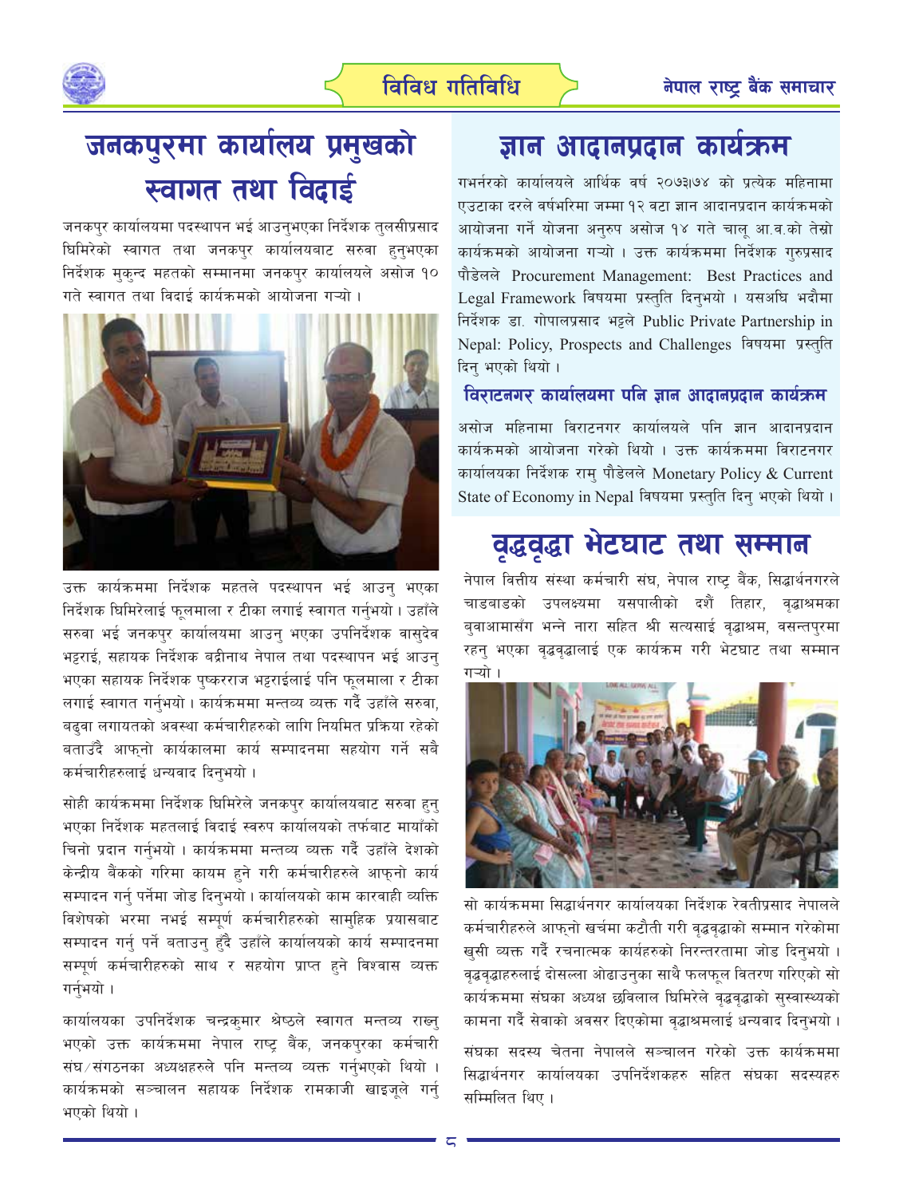# जनकपुरमा कार्यालय प्रमुखको स्वागत तथा विदाई

जनकपुर कार्यालयमा पदस्थापन भई आउनुभएका निर्देशक तुलसीप्रसाद घिमिरेको स्वागत तथा जनकपुर कार्यालयबाट सरुवा हुनुभएका निर्देशक मुकुन्द महतको सम्मानमा जनकपुर कार्यालयले असोज १० गते स्वागत तथा विदाई कार्यक्रमको आयोजना गऱ्यो ।

उक्त कार्यक्रममा निर्देशक महतले पदस्थापन भई आउनु भएका निर्देशक घिमिरेलाई फूलमाला र टीका लगाई स्वागत गर्नुभयो । उहाँले सरुवा भई जनकपुर कार्यालयमा आउनु भएका उपनिर्देशक वासुदेव भट्टराई, सहायक निर्देशक बद्रीनाथ नेपाल तथा पदस्थापन भई आउनु भएका सहायक निर्देशक पुष्करराज भट्टराईलाई पनि फूलमाला र टीका लगाई स्वागत गर्नुभयो । कार्यक्रममा मन्तव्य व्यक्त गर्दै उहाँले सरुवा, बढुवा लगायतको अवस्था कर्मचारीहरुको लागि नियमित प्रक्रिया रहेको बताउँदै आफ्नो कार्यकालमा कार्य सम्पादनमा सहयोग गर्ने सबै कर्मचारीहरुलाई धन्यवाद दिनुभयो ।

सोही कार्यक्रममा निर्देशक घिमिरेले जनकपुर कार्यालयबाट सरुवा हुनु भएका निर्देशक महतलाई विदाई स्वरुप कार्यालयको तर्फबाट मायाँको चिनो प्रदान गर्नुभयो । कार्यक्रममा मन्तव्य व्यक्त गर्दै उहाँले देशको केन्द्रीय बैंकको गरिमा कायम हुने गरी कर्मचारीहरुले आफ्नो कार्य सम्पादन गर्नु पर्नेमा जोड दिनुभयो । कार्यालयको काम कारवाही व्यक्ति विशेषको भरमा नभई सम्पूर्ण कर्मचारीहरुको सामूहिक प्रयासबाट सम्पादन गर्नु पर्ने बताउनु हुँदै उहाँले कार्यालयको कार्य सम्पादनमा सम्पूर्ण कर्मचारीहरुको साथ र सहयोग प्राप्त हुने विश्वास व्यक्त गर्नुभयो ।

कार्यालयका उपनिर्देशक चन्द्रकुमार श्रेष्ठले स्वागत मन्तव्य राख्नु भएको उक्त कार्यक्रममा नेपाल राष्ट्र बैंक, जनकपुरका कर्मचारी संघ/संगठनका अध्यक्षहरुले पनि मन्तव्य व्यक्त गर्नुभएको थियो । कार्यक्रमको सञ्चालन सहायक निर्देशक रामकाजी खाइजूले गर्नु भएको थियो ।

# ज्ञान आदानप्रदान कार्यक्रम

गभर्नरको कार्यालयले आर्थिक वर्ष २०७३।७४ को प्रत्येक महिनामा एउटाका दरले वर्षभरिमा जम्मा १२ वटा ज्ञान आदानप्रदान कार्यक्रमको आयोजना गर्ने योजना अनुरुप असोज १४ गते चालू आ.व.को तेस्रो कार्यक्रमको आयोजना गऱ्यो । उक्त कार्यक्रममा निर्देशक गुरुप्रसाद पौडेलले Procurement Management: Best Practices and Legal Framework विषयमा प्रस्तुति दिनुभयो । यसअघि भदौमा निर्देशक डा. गोपालप्रसाद भट्टले Public Private Partnership in Nepal: Policy, Prospects and Challenges विषयमा प्रस्तुति दिनु भएको थियो ।

## विराटनगर कार्यालयमा पनि ज्ञान आदानप्रदान कार्यक्रम

असोज महिनामा विराटनगर कार्यालयले पनि ज्ञान आदानप्रदान कार्यक्रमको आयोजना गरेको थियो । उक्त कार्यक्रममा विराटनगर कार्यालयका निर्देशक रामु पौडेलले Monetary Policy & Current State of Economy in Nepal विषयमा प्रस्तुति दिनु भएको थियो ।

# वृद्धवृद्धा भेटघाट तथा सम्मान

नेपाल वित्तीय संस्था कर्मचारी संघ, नेपाल राष्ट्र बैंक, सिद्धार्थनगरले चाडवाडको उपलक्ष्यमा यसपालीको दशैं तिहार, वृद्धाश्रमका बुवाआमासँग भन्ने नारा सहित श्री सत्यसाई वृद्धाश्रम, वसन्तपुरमा रहनु भएका वृद्धवृद्धालाई एक कार्यक्रम गरी भेटघाट तथा सम्मान गऱ्यो ।

सो कार्यक्रममा सिद्धार्थनगर कार्यालयका निर्देशक रेवतीप्रसाद नेपालले कर्मचारीहरुले आफ्नो खर्चमा कटौती गरी वृद्धवृद्धाको सम्मान गरेकोमा खुसी व्यक्त गर्दै रचनात्मक कार्यहरुको निरन्तरतामा जोड दिनुभयो । वृद्धवृद्धाहरुलाई दोसल्ला ओढाउनुका साथै फलफूल वितरण गरिएको सो कार्यक्रममा संघका अध्यक्ष छविलाल घिमिरेले वृद्धवृद्धाको सुस्वास्थ्यको कामना गर्दै सेवाको अवसर दिएकोमा वृद्धाश्रमलाई धन्यवाद दिनुभयो ।

संघका सदस्य चेतना नेपालले सञ्चालन गरेको उक्त कार्यक्रममा सिद्धार्थनगर कार्यालयका उपनिर्देशकहरु सहित संघका सदस्यहरु सम्मिलित थिए ।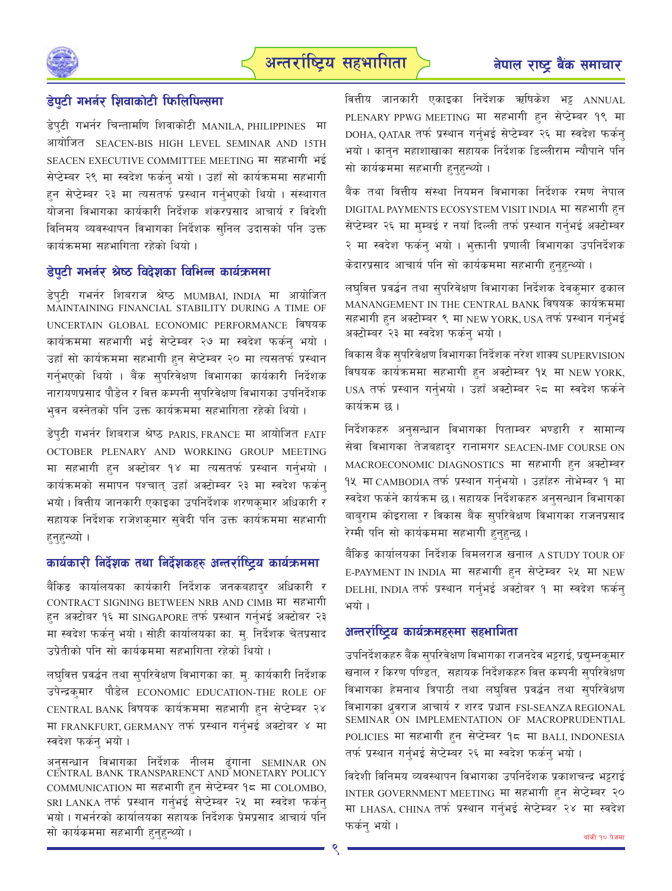# अन्तर्राष्ट्रिय सहभागिता

## डेपुटी गभर्नर शिवाकोटी फिलिपिन्समा

डेपुटी गभर्नर चिन्तामणि शिवाकोटी MANILA, PHILIPPINES मा आयोजित SEACEN-BIS HIGH LEVEL SEMINAR AND 15TH SEACEN EXECUTIVE COMMITTEE MEETING मा सहभागी भई सेप्टेम्बर २९ मा स्वदेश फर्कनु भयो । उहाँ सो कार्यक्रममा सहभागी हुन सेप्टेम्बर २३ मा त्यसतर्फ प्रस्थान गर्नुभएको थियो । संस्थागत योजना विभागका कार्यकारी निर्देशक शंकरप्रसाद आचार्य र विदेशी विनिमय व्यवस्थापन विभागका निर्देशक सुनिल उदासको पनि उक्त कार्यक्रममा सहभागिता रहेको थियो ।

## डेपुटी गभर्नर श्रेष्ठ विदेशका विभिन्न कार्यक्रममा

डेपुटी गभर्नर शिवराज श्रेष्ठ MUMBAI, INDIA मा आयोजित MAINTAINING FINANCIAL STABILITY DURING A TIME OF UNCERTAIN GLOBAL ECONOMIC PERFORMANCE विषयक कार्यक्रममा सहभागी भई सेप्टेम्बर २७ मा स्वदेश फर्कनु भयो । उहाँ सो कार्यक्रममा सहभागी हुन सेप्टेम्बर २० मा त्यसतर्फ प्रस्थान गर्नुभएको थियो । बैंक सुपरिवेक्षण विभागका कार्यकारी निर्देशक नारायणप्रसाद पौडेल र वित्त कम्पनी सुपरिवेक्षण विभागका उपनिर्देशक भुवन बस्नेतको पनि उक्त कार्यक्रममा सहभागिता रहेको थियो ।

डेपुटी गभर्नर शिवराज श्रेष्ठ PARIS, FRANCE मा आयोजित FATF OCTOBER PLENARY AND WORKING GROUP MEETING मा सहभागी हुन अक्टोबर १४ मा त्यसतर्फ प्रस्थान गर्नुभयो । कार्यक्रमको समापन पश्चात् उहाँ अक्टोम्बर २३ मा स्वदेश फर्कनु भयो । वित्तीय जानकारी एकाइका उपनिर्देशक शरणकुमार अधिकारी र सहायक निर्देशक राजेशकुमार सुवेदी पनि उक्त कार्यक्रममा सहभागी हुनुहुन्थ्यो ।

## कार्यकारी निर्देशक तथा निर्देशकहरु अन्तर्राष्ट्रिय कार्यक्रममा

बैंकिङ कार्यालयका कार्यकारी निर्देशक जनकबहादुर अधिकारी र CONTRACT SIGNING BETWEEN NRB AND CIMB मा सहभागी हुन अक्टोबर १६ मा SINGAPORE तर्फ प्रस्थान गर्नुभई अक्टोबर २३ मा स्वदेश फर्कनु भयो । सोही कार्यालयका का. मु. निर्देशक चेतप्रसाद उप्रेतीको पनि सो कार्यक्रममा सहभागिता रहेको थियो ।

लघुवित्त प्रवर्द्धन तथा सुपरिवेक्षण विभागका का. मु. कार्यकारी निर्देशक उपेन्द्रकुमार पौडेल ECONOMIC EDUCATION-THE ROLE OF CENTRAL BANK विषयक कार्यक्रममा सहभागी हुन सेप्टेम्बर २४ मा FRANKFURT, GERMANY तर्फ प्रस्थान गर्नुभई अक्टोबर ४ मा स्वदेश फर्कनु भयो ।

अनुसन्धान विभागका निर्देशक नीलम ढुंगाना SEMINAR ON CENTRAL BANK TRANSPARENCT AND MONETARY POLICY COMMUNICATION मा सहभागी हुन सेप्टेम्बर १८ मा COLOMBO, SRI LANKA तर्फ प्रस्थान गर्नुभई सेप्टेम्बर २५ मा स्वदेश फर्कनु भयो । गभर्नरको कार्यालयका सहायक निर्देशक प्रेमप्रसाद आचार्य पनि सो कार्यक्रममा सहभागी हुनुहुन्थ्यो ।

वित्तीय जानकारी एकाइका निर्देशक ऋषिकेश भट्ट ANNUAL PLENARY PPWG MEETING मा सहभागी हुन सेप्टेम्बर १९ मा DOHA, QATAR तर्फ प्रस्थान गर्नुभई सेप्टेम्बर २६ मा स्वदेश फर्कनु भयो । कानुन महाशाखाका सहायक निर्देशक डिल्लीराम न्यौपाने पनि सो कार्यक्रममा सहभागी हुनुहुन्थ्यो ।

बैंक तथा वित्तीय संस्था नियमन विभागका निर्देशक रमण नेपाल DIGITAL PAYMENTS ECOSYSTEM VISIT INDIA मा सहभागी हुन सेप्टेम्बर २६ मा मुम्बई र नयाँ दिल्ली तर्फ प्रस्थान गर्नुभई अक्टोम्बर २ मा स्वदेश फर्कनु भयो । भुक्तानी प्रणाली विभागका उपनिर्देशक केदारप्रसाद आचार्य पनि सो कार्यक्रममा सहभागी हुनुहुन्थ्यो ।

लघुवित्त प्रवर्द्धन तथा सुपरिवेक्षण विभागका निर्देशक देवकुमार ढकाल MANANGEMENT IN THE CENTRAL BANK विषयक कार्यक्रममा सहभागी हुन अक्टोम्बर ९ मा NEW YORK, USA तर्फ प्रस्थान गर्नुभई अक्टोम्बर २३ मा स्वदेश फर्कनु भयो ।

विकास बैंक सुपरिवेक्षण विभागका निर्देशक नरेश शाक्य SUPERVISION विषयक कार्यक्रममा सहभागी हुन अक्टोम्बर १५ मा NEW YORK, USA तर्फ प्रस्थान गर्नुभयो । उहाँ अक्टोम्बर २८ मा स्वदेश फर्कने कार्यक्रम छ ।

निर्देशकहरु अनुसन्धान विभागका पिताम्बर भण्डारी र सामान्य सेवा विभागका तेजबहादुर रानामगर SEACEN-IMF COURSE ON MACROECONOMIC DIAGNOSTICS मा सहभागी हुन अक्टोम्बर १५ मा CAMBODIA तर्फ प्रस्थान गर्नुभयो । उहाँहरु नोभेम्बर १ मा स्वदेश फर्कने कार्यक्रम छ । सहायक निर्देशकहरु अनुसन्धान विभागका बाबुराम कोइराला र विकास बैंक सुपरिवेक्षण विभागका राजनप्रसाद रेग्मी पनि सो कार्यक्रममा सहभागी हुनुहुन्छ ।

बैंकिङ कार्यालयका निर्देशक बिमलराज खनाल A STUDY TOUR OF E-PAYMENT IN INDIA मा सहभागी हुन सेप्टेम्बर २५ मा NEW DELHI, INDIA तर्फ प्रस्थान गर्नुभई अक्टोबर १ मा स्वदेश फर्कनु भयो ।

## अन्तर्राष्ट्रिय कार्यक्रमहरुमा सहभागिता

उपनिर्देशकहरु बैंक सुपरिवेक्षण विभागका राजनदेव भट्टराई, प्रद्युम्नकुमार खनाल र किरण पण्डित, सहायक निर्देशकहरु वित्त कम्पनी सुपरिवेक्षण विभागका हेमनाथ त्रिपाठी तथा लघुवित्त प्रवर्द्धन तथा सुपरिवेक्षण विभागका ध्रुवराज आचार्य र शरद प्रधान FSI-SEANZA REGIONAL SEMINAR ON IMPLEMENTATION OF MACROPRUDENTIAL POLICIES मा सहभागी हुन सेप्टेम्बर १८ मा BALI, INDONESIA तर्फ प्रस्थान गर्नुभई सेप्टेम्बर २६ मा स्वदेश फर्कनु भयो ।

विदेशी विनिमय व्यवस्थापन विभागका उपनिर्देशक प्रकाशचन्द्र भट्टराई INTER GOVERNMENT MEETING मा सहभागी हुन सेप्टेम्बर २० मा LHASA, CHINA तर्फ प्रस्थान गर्नुभई सेप्टेम्बर २४ मा स्वदेश फर्कनु भयो ।

बाँकी १० पेजमा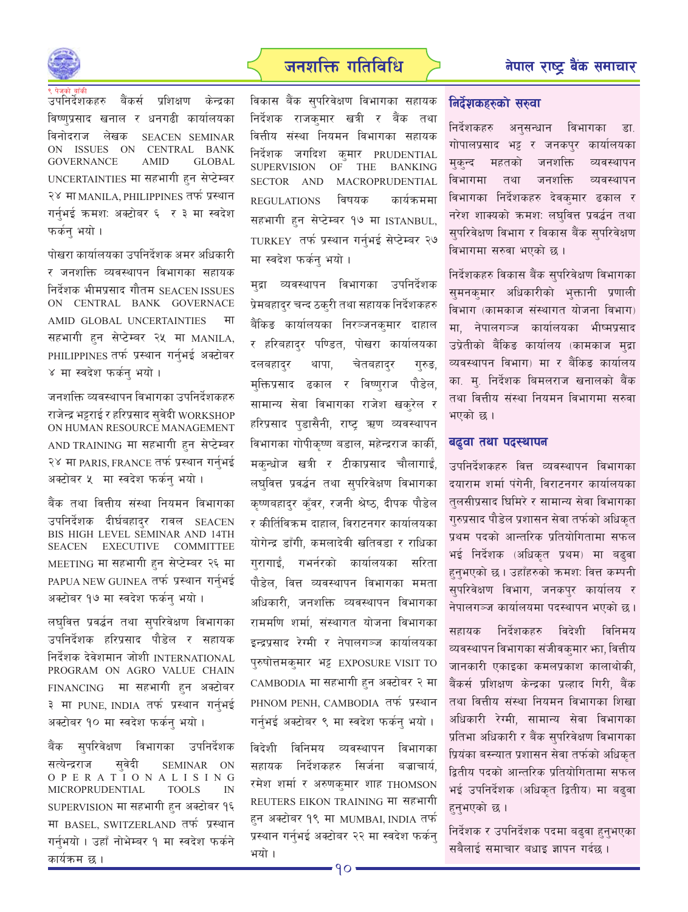९ पेजको बाँकी

उपनिर्देशकहरु बैंकर्स प्रशिक्षण केन्द्रका विष्णुप्रसाद खनाल र धनगढी कार्यालयका विनोदराज लेखक SEACEN SEMINAR ON ISSUES ON CENTRAL BANK GOVERNANCE AMID GLOBAL UNCERTAINTIES मा सहभागी हुन सेप्टेम्बर २४ मा MANILA, PHILIPPINES तर्फ प्रस्थान गर्नुभई क्रमशः अक्टोबर ६ र ३ मा स्वदेश फर्कनु भयो ।

पोखरा कार्यालयका उपनिर्देशक अमर अधिकारी र जनशक्ति व्यवस्थापन विभागका सहायक निर्देशक भीमप्रसाद गौतम SEACEN ISSUES ON CENTRAL BANK GOVERNANCE AMID GLOBAL UNCERTAINTIES मा सहभागी हुन सेप्टेम्बर २५ मा MANILA, PHILIPPINES तर्फ प्रस्थान गर्नुभई अक्टोबर ४ मा स्वदेश फर्कनु भयो ।

जनशक्ति व्यवस्थापन विभागका उपनिर्देशकहरु राजेन्द्र भट्टराई र हरिप्रसाद सुवेदी WORKSHOP ON HUMAN RESOURCE MANAGEMENT AND TRAINING मा सहभागी हुन सेप्टेम्बर २४ मा PARIS, FRANCE तर्फ प्रस्थान गर्नुभई अक्टोबर ५ मा स्वदेश फर्कनु भयो ।

बैंक तथा वित्तीय संस्था नियमन विभागका उपनिर्देशक दीर्घबहादुर रावल SEACEN BIS HIGH LEVEL SEMINAR AND 14TH SEACEN EXECUTIVE COMMITTEE MEETING मा सहभागी हुन सेप्टेम्बर २६ मा PAPUA NEW GUINEA तर्फ प्रस्थान गर्नुभई अक्टोबर १७ मा स्वदेश फर्कनु भयो ।

लघुवित्त प्रवर्द्धन तथा सुपरिवेक्षण विभागका उपनिर्देशक हरिप्रसाद पौडेल र सहायक निर्देशक देवेशमान जोशी INTERNATIONAL PROGRAM ON AGRO VALUE CHAIN FINANCING मा सहभागी हुन अक्टोबर ३ मा PUNE, INDIA तर्फ प्रस्थान गर्नुभई अक्टोबर १० मा स्वदेश फर्कनु भयो ।

बैंक सुपरिवेक्षण विभागका उपनिर्देशक सत्येन्द्रराज सुवेदी SEMINAR ON OPERATIONALISING MICROPRUDENTIAL TOOLS IN SUPERVISION मा सहभागी हुन अक्टोबर १६ मा BASEL, SWITZERLAND तर्फ प्रस्थान गर्नुभयो । उहाँ नोभेम्बर १ मा स्वदेश फर्कने कार्यक्रम छ ।

विकास बैंक सुपरिवेक्षण विभागका सहायक निर्देशक राजकुमार खत्री र बैंक तथा वित्तीय संस्था नियमन विभागका सहायक निर्देशक जगदिश कुमार PRUDENTIAL SUPERVISION OF THE BANKING SECTOR AND MACROPRUDENTIAL REGULATIONS विषयक कार्यक्रममा सहभागी हुन सेप्टेम्बर १७ मा ISTANBUL, TURKEY तर्फ प्रस्थान गर्नुभई सेप्टेम्बर २७ मा स्वदेश फर्कनु भयो ।

मुद्रा व्यवस्थापन विभागका उपनिर्देशक प्रेमबहादुर चन्द ठकुरी तथा सहायक निर्देशकहरु बैंकिङ कार्यालयका निरञ्जनकुमार दाहाल र हरिबहादुर पण्डित, पोखरा कार्यालयका दलबहादुर थापा, चेतबहादुर गुरुङ, मुक्तिप्रसाद ढकाल र विष्णुराज पौडेल, सामान्य सेवा विभागका राजेश खकुरेल र हरिप्रसाद पुडासैनी, राष्ट्र ऋण व्यवस्थापन विभागका गोपीकृष्ण बडाल, महेन्द्रराज कार्की, मकुन्धोज खत्री र टीकाप्रसाद चौलागाईं, लघुवित्त प्रवर्द्धन तथा सुपरिवेक्षण विभागका कृष्णबहादुर कुँवर, रजनी श्रेष्ठ, दीपक पौडेल र कीर्तिविक्रम दाहाल, विराटनगर कार्यालयका योगेन्द्र डाँगी, कमलादेवी खतिवडा र राधिका गुरागाईं, गभर्नरको कार्यालयका सरिता पौडेल, वित्त व्यवस्थापन विभागका ममता अधिकारी, जनशक्ति व्यवस्थापन विभागका राममणि शर्मा, संस्थागत योजना विभागका इन्द्रप्रसाद रेग्मी र नेपालगञ्ज कार्यालयका पुरुषोत्तमकुमार भट्ट EXPOSURE VISIT TO CAMBODIA मा सहभागी हुन अक्टोबर २ मा PHNOM PENH, CAMBODIA तर्फ प्रस्थान गर्नुभई अक्टोबर ९ मा स्वदेश फर्कनु भयो ।

विदेशी विनिमय व्यवस्थापन विभागका सहायक निर्देशकहरु सिर्जना बज्राचार्य, रमेश शर्मा र अरुणकुमार शाह THOMSON REUTERS EIKON TRAINING मा सहभागी हुन अक्टोबर १९ मा MUMBAI, INDIA तर्फ प्रस्थान गर्नुभई अक्टोबर २२ मा स्वदेश फर्कनु भयो ।

## निर्देशकहरुको सरुवा

निर्देशकहरु अनुसन्धान विभागका डा. गोपालप्रसाद भट्ट र जनकपुर कार्यालयका मुकुन्द महतको जनशक्ति व्यवस्थापन विभागमा तथा जनशक्ति व्यवस्थापन विभागका निर्देशकहरु देवकुमार ढकाल र नरेश शाक्यको क्रमशः लघुवित्त प्रवर्द्धन तथा सुपरिवेक्षण विभाग र विकास बैंक सुपरिवेक्षण विभागमा सरुवा भएको छ ।

निर्देशकहरु विकास बैंक सुपरिवेक्षण विभागका सुमनकुमार अधिकारीको भुक्तानी प्रणाली विभाग (कामकाज संस्थागत योजना विभाग) मा, नेपालगञ्ज कार्यालयका भीष्मप्रसाद उप्रेतीको बैंकिङ कार्यालय (कामकाज मुद्रा व्यवस्थापन विभाग) मा र बैंकिङ कार्यालय का. मु. निर्देशक बिमलराज खनालको बैंक तथा वित्तीय संस्था नियमन विभागमा सरुवा भएको छ ।

## बढुवा तथा पदस्थापन

उपनिर्देशकहरु वित्त व्यवस्थापन विभागका दयाराम शर्मा पंगेनी, विराटनगर कार्यालयका तुलसीप्रसाद घिमिरे र सामान्य सेवा विभागका गुरुप्रसाद पौडेल प्रशासन सेवा तर्फको अधिकृत प्रथम पदको आन्तरिक प्रतियोगितामा सफल भई निर्देशक (अधिकृत प्रथम) मा बढुवा हुनुभएको छ । उहाँहरुको क्रमशः वित्त कम्पनी सुपरिवेक्षण विभाग, जनकपुर कार्यालय र नेपालगञ्ज कार्यालयमा पदस्थापन भएको छ ।

सहायक निर्देशकहरु विदेशी विनिमय व्यवस्थापन विभागका संजीवकुमार झा, वित्तीय जानकारी एकाइका कमलप्रकाश कालाथोकी, बैंकर्स प्रशिक्षण केन्द्रका प्रल्हाद गिरी, बैंक तथा वित्तीय संस्था नियमन विभागका शिखा अधिकारी रेग्मी, सामान्य सेवा विभागका प्रतिभा अधिकारी र बैंक सुपरिवेक्षण विभागका प्रियंका बस्न्यात प्रशासन सेवा तर्फको अधिकृत द्वितीय पदको आन्तरिक प्रतियोगितामा सफल भई उपनिर्देशक (अधिकृत द्वितीय) मा बढुवा हुनुभएको छ ।

निर्देशक र उपनिर्देशक पदमा बढुवा हुनुभएका सबैलाई समाचार बधाइ ज्ञापन गर्दछ ।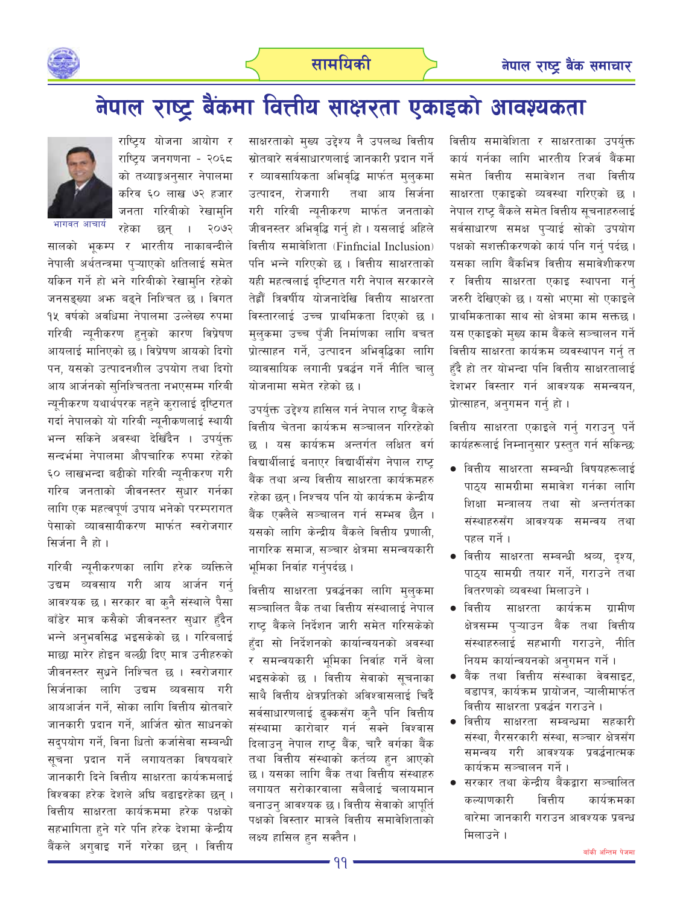# नेपाल राष्ट्र बैंकमा वित्तीय साक्षरता एकाइको आवश्यकता

भागवत आचार्य

राष्ट्रिय योजना आयोग र राष्ट्रिय जनगणना - २०६८ को तथ्याङ्कअनुसार नेपालमा करिव ६० लाख ७२ हजार जनता गरिबीको रेखामुनि रहेका छन् । २०७२ सालको भूकम्प र भारतीय नाकाबन्दीले नेपाली अर्थतन्त्रमा पुऱ्याएको क्षतिलाई समेत यकिन गर्ने हो भने गरिबीको रेखामुनि रहेको जनसङ्ख्या अझ बढ्ने निश्चित छ । विगत १५ वर्षको अवधिमा नेपालमा उल्लेख्य रुपमा गरिबी न्यूनीकरण हुनुको कारण विप्रेषण आयलाई मानिएको छ । विप्रेषण आयको दिगो पन, यसको उत्पादनशील उपयोग तथा दिगो आय आर्जनको सुनिश्चितता नभएसम्म गरिबी न्यूनीकरण यथार्थपरक नहुने कुरालाई दृष्टिगत गर्दा नेपालको यो गरिबी न्यूनीकणलाई स्थायी भन्न सकिने अवस्था देखिँदैन । उपर्युक्त सन्दर्भमा नेपालमा औपचारिक रुपमा रहेको ६० लाखभन्दा बढीको गरिबी न्यूनीकरण गरी गरिब जनताको जीवनस्तर सुधार गर्नका लागि एक महत्वपूर्ण उपाय भनेको परम्परागत पेसाको व्यावसायीकरण मार्फत स्वरोजगार सिर्जना नै हो ।

गरिबी न्यूनीकरणका लागि हरेक व्यक्तिले उद्यम व्यवसाय गरी आय आर्जन गर्नु आवश्यक छ । सरकार वा कुनै संस्थाले पैसा बाँडेर मात्र कसैको जीवनस्तर सुधार हुँदैन भन्ने अनुभवसिद्ध भइसकेको छ । गरिबलाई माछा मारेर होइन बल्छी दिए मात्र उनीहरुको जीवनस्तर सुध्रने निश्चित छ । स्वरोजगार सिर्जनाका लागि उद्यम व्यवसाय गरी आयआर्जन गर्ने, सोका लागि वित्तीय स्रोतबारे जानकारी प्रदान गर्ने, आर्जित स्रोत साधनको सदुपयोग गर्ने, विना धितो कर्जासेवा सम्बन्धी सूचना प्रदान गर्ने लगायतका विषयबारे जानकारी दिने वित्तीय साक्षरता कार्यक्रमलाई विश्वका हरेक देशले अघि बढाइरहेका छन् । वित्तीय साक्षरता कार्यक्रममा हरेक पक्षको सहभागिता हुने गरे पनि हरेक देशमा केन्द्रीय बैंकले अगुवाइ गर्ने गरेका छन् । वित्तीय साक्षरताको मुख्य उद्देश्य नै उपलब्ध वित्तीय स्रोतबारे सर्वसाधारणलाई जानकारी प्रदान गर्ने र व्यावसायिकता अभिवृद्धि मार्फत मुलुकमा उत्पादन, रोजगारी तथा आय सिर्जना गरी गरिबी न्यूनीकरण मार्फत जनताको जीवनस्तर अभिवृद्धि गर्नु हो । यसलाई अहिले वित्तीय समावेशिता (Finfncial Inclusion) पनि भन्ने गरिएको छ । वित्तीय साक्षरताको यही महत्वलाई दृष्टिगत गरी नेपाल सरकारले तेह्रौं त्रिवर्षीय योजनादेखि वित्तीय साक्षरता विस्तारलाई उच्च प्राथमिकता दिएको छ । मुलुकमा उच्च पुँजी निर्माणका लागि बचत प्रोत्साहन गर्ने, उत्पादन अभिवृद्धिका लागि व्यावसायिक लगानी प्रवर्द्धन गर्ने नीति चालु योजनामा समेत रहेको छ ।

उपर्युक्त उद्देश्य हासिल गर्न नेपाल राष्ट्र बैंकले वित्तीय चेतना कार्यक्रम सञ्चालन गरिरहेको छ । यस कार्यक्रम अन्तर्गत लक्षित वर्ग विद्यार्थीलाई बनाएर विद्यार्थीसँग नेपाल राष्ट्र बैंक तथा अन्य वित्तीय साक्षरता कार्यक्रमहरु रहेका छन् । निश्चय पनि यो कार्यक्रम केन्द्रीय बैंक एक्लैले सञ्चालन गर्न सम्भव छैन । यसको लागि केन्द्रीय बैंकले वित्तीय प्रणाली, नागरिक समाज, सञ्चार क्षेत्रमा समन्वयकारी भूमिका निर्वाह गर्नुपर्दछ ।

वित्तीय साक्षरता प्रवर्द्धनका लागि मुलुकमा सञ्चालित बैंक तथा वित्तीय संस्थालाई नेपाल राष्ट्र बैंकले निर्देशन जारी समेत गरिसकेको हुँदा सो निर्देशनको कार्यान्वयनको अवस्था र समन्वयकारी भूमिका निर्वाह गर्ने बेला भइसकेको छ । वित्तीय सेवाको सूचनाका साथै वित्तीय क्षेत्रप्रतिको अविश्वासलाई चिर्दै सर्वसाधारणलाई ढुक्कसँग कुनै पनि वित्तीय संस्थामा कारोबार गर्न सक्ने विश्वास दिलाउनु नेपाल राष्ट्र बैंक, चारै वर्गका बैंक तथा वित्तीय संस्थाको कर्तव्य हुन आएको छ । यसका लागि बैंक तथा वित्तीय संस्थाहरु लगायत सरोकारवाला सबैलाई चलायमान बनाउनु आवश्यक छ । वित्तीय सेवाको आपूर्ति पक्षको विस्तार मात्रले वित्तीय समावेशिताको लक्ष्य हासिल हुन सक्तैन ।

वित्तीय समावेशिता र साक्षरताका उपर्युक्त कार्य गर्नका लागि भारतीय रिजर्व बैंकमा समेत वित्तीय समावेशन तथा वित्तीय साक्षरता एकाइको व्यवस्था गरिएको छ । नेपाल राष्ट्र बैंकले समेत वित्तीय सूचनाहरुलाई सर्वसाधारण समक्ष पुऱ्याई सोको उपयोग पक्षको सशक्तीकरणको कार्य पनि गर्नु पर्दछ । यसका लागि बैंकभित्र वित्तीय समावेशीकरण र वित्तीय साक्षरता एकाइ स्थापना गर्नु जरुरी देखिएको छ । यसो भएमा सो एकाइले प्राथमिकताका साथ सो क्षेत्रमा काम सक्तछ । यस एकाइको मुख्य काम बैंकले सञ्चालन गर्ने वित्तीय साक्षरता कार्यक्रम व्यवस्थापन गर्नु त हुँदै हो तर योभन्दा पनि वित्तीय साक्षरतालाई देशभर विस्तार गर्न आवश्यक समन्वयन, प्रोत्साहन, अनुगमन गर्नु हो ।

वित्तीय साक्षरता एकाइले गर्नु गराउनु पर्ने कार्यहरूलाई निम्नानुसार प्रस्तुत गर्न सकिन्छः

- वित्तीय साक्षरता सम्बन्धी विषयहरूलाई पाठ्य सामग्रीमा समावेश गर्नका लागि शिक्षा मन्त्रालय तथा सो अन्तर्गतका संस्थाहरुसँग आवश्यक समन्वय तथा पहल गर्ने ।
- वित्तीय साक्षरता सम्बन्धी श्रव्य, दृश्य, पाठ्य सामग्री तयार गर्ने, गराउने तथा वितरणको व्यवस्था मिलाउने ।
- वित्तीय साक्षरता कार्यक्रम ग्रामीण क्षेत्रसम्म पुऱ्याउन बैंक तथा वित्तीय संस्थाहरुलाई सहभागी गराउने, नीति नियम कार्यान्वयनको अनुगमन गर्ने ।
- बैंक तथा वित्तीय संस्थाका वेवसाइट, बडापत्र, कार्यक्रम प्रायोजन, ऱ्यालीमार्फत वित्तीय साक्षरता प्रवर्द्धन गराउने ।
- वित्तीय साक्षरता सम्बन्धमा सहकारी संस्था, गैरसरकारी संस्था, सञ्चार क्षेत्रसँग समन्वय गरी आवश्यक प्रवर्द्धनात्मक कार्यक्रम सञ्चालन गर्ने ।
- सरकार तथा केन्द्रीय बैंकद्वारा सञ्चालित कल्याणकारी वित्तीय कार्यक्रमका बारेमा जानकारी गराउन आवश्यक प्रबन्ध मिलाउने ।

बाँकी अन्तिम पेजमा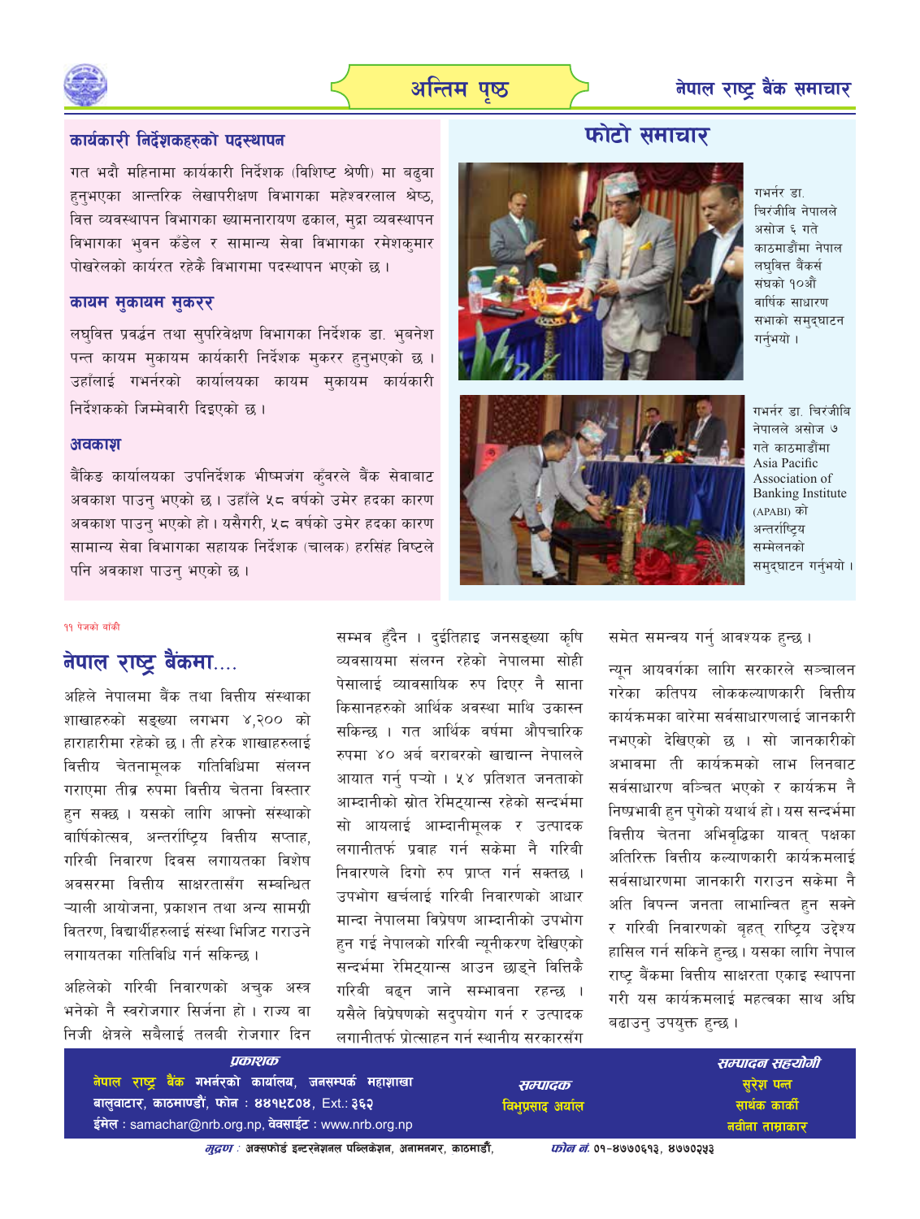## कार्यकारी निर्देशकहरुको पदस्थापन

गत भदौ महिनामा कार्यकारी निर्देशक (विशिष्ट श्रेणी) मा बढुवा हुनुभएका आन्तरिक लेखापरीक्षण विभागका महेश्वरलाल श्रेष्ठ, वित्त व्यवस्थापन विभागका श्यामनारायण ढकाल, मुद्रा व्यवस्थापन विभागका भुवन कँडेल र सामान्य सेवा विभागका रमेशकुमार पोखरेलको कार्यरत रहेकै विभागमा पदस्थापन भएको छ।

## कायम मुकायम मुकरर

लघुवित्त प्रवर्द्धन तथा सुपरिवेक्षण विभागका निर्देशक डा. भुवनेश पन्त कायम मुकायम कार्यकारी निर्देशक मुकरर हुनुभएको छ। उहाँलाई गभर्नरको कार्यालयका कायम मुकायम कार्यकारी निर्देशकको जिम्मेवारी दिइएको छ।

## अवकाश

बैंकिङ कार्यालयका उपनिर्देशक भीष्मजंग कुँवरले बैंक सेवाबाट अवकाश पाउनु भएको छ। उहाँले ५८ वर्षको उमेर हदका कारण अवकाश पाउनु भएको हो। यसैगरी, ५८ वर्षको उमेर हदका कारण सामान्य सेवा विभागका सहायक निर्देशक (चालक) हरसिंह विष्टले पनि अवकाश पाउनु भएको छ।

## फोटो समाचार

गभर्नर डा. चिरंजीबि नेपालले असोज ६ गते काठमाडौंमा नेपाल लघुवित्त बैंकर्स संघको १०औं वार्षिक साधारण सभाको समुद्घाटन गर्नुभयो।

गभर्नर डा. चिरंजीबि नेपालले असोज ७ गते काठमाडौंमा Asia Pacific Association of Banking Institute (APABI) को अन्तर्राष्ट्रिय सम्मेलनको समुद्घाटन गर्नुभयो।

११ पेजको बाँकी

## नेपाल राष्ट्र बैंकमा....

अहिले नेपालमा बैंक तथा वित्तीय संस्थाका शाखाहरुको सङ्ख्या लगभग ४,२०० को हाराहारीमा रहेको छ। ती हरेक शाखाहरुलाई वित्तीय चेतनामूलक गतिविधिमा संलग्न गराएमा तीव्र रुपमा वित्तीय चेतना विस्तार हुन सक्छ। यसको लागि आफ्नो संस्थाको वार्षिकोत्सव, अन्तर्राष्ट्रिय वित्तीय सप्ताह, गरिबी निवारण दिवस लगायतका विशेष अवसरमा वित्तीय साक्षरतासँग सम्बन्धित र्‍याली आयोजना, प्रकाशन तथा अन्य सामग्री वितरण, विद्यार्थीहरुलाई संस्था भिजिट गराउने लगायतका गतिविधि गर्न सकिन्छ।

अहिलेको गरिबी निवारणको अचुक अस्त्र भनेको नै स्वरोजगार सिर्जना हो। राज्य वा निजी क्षेत्रले सबैलाई तलबी रोजगार दिन सम्भव हुँदैन। दुईतिहाइ जनसङ्ख्या कृषि व्यवसायमा संलग्न रहेको नेपालमा सोही पेसालाई व्यावसायिक रुप दिएर नै साना किसानहरुको आर्थिक अवस्था माथि उकास्न सकिन्छ। गत आर्थिक वर्षमा औपचारिक रुपमा ४० अर्ब बराबरको खाद्यान्न नेपालले आयात गर्नु पर्‍यो। ५४ प्रतिशत जनताको आम्दानीको स्रोत रेमिट्यान्स रहेको सन्दर्भमा सो आयलाई आम्दानीमूलक र उत्पादक लगानीतर्फ प्रवाह गर्न सकेमा नै गरिबी निवारणले दिगो रुप प्राप्त गर्न सक्तछ। उपभोग खर्चलाई गरिबी निवारणको आधार मान्दा नेपालमा विप्रेषण आम्दानीको उपभोग हुन गई नेपालको गरिबी न्यूनीकरण देखिएको सन्दर्भमा रेमिट्यान्स आउन छाड्ने वित्तिकै गरिबी बढ्न जाने सम्भावना रहन्छ। यसैले विप्रेषणको सदुपयोग गर्न र उत्पादक लगानीतर्फ प्रोत्साहन गर्न स्थानीय सरकारसँग समेत समन्वय गर्नु आवश्यक हुन्छ।

न्यून आयवर्गका लागि सरकारले सञ्चालन गरेका कतिपय लोककल्याणकारी वित्तीय कार्यक्रमका बारेमा सर्वसाधारणलाई जानकारी नभएको देखिएको छ। सो जानकारीको अभावमा ती कार्यक्रमको लाभ लिनबाट सर्वसाधारण वञ्चित भएको र कार्यक्रम नै निष्प्रभावी हुन पुगेको यथार्थ हो। यस सन्दर्भमा वित्तीय चेतना अभिवृद्धिका यावत् पक्षका अतिरिक्त वित्तीय कल्याणकारी कार्यक्रमलाई सर्वसाधारणमा जानकारी गराउन सकेमा नै अति विपन्न जनता लाभान्वित हुन सक्ने र गरिबी निवारणको बृहत् राष्ट्रिय उद्देश्य हासिल गर्न सकिने हुन्छ। यसका लागि नेपाल राष्ट्र बैंकमा वित्तीय साक्षरता एकाइ स्थापना गरी यस कार्यक्रमलाई महत्वका साथ अघि बढाउनु उपयुक्त हुन्छ।

---

**प्रकाशक**
नेपाल राष्ट्र बैंक गभर्नरको कार्यालय, जनसम्पर्क महाशाखा
बालुवाटार, काठमाण्डौं, फोन : ४४१९८०४, Ext.: ३६२
ईमेल : samachar@nrb.org.np, वेबसाईट : www.nrb.org.np

**सम्पादक**
विभुप्रसाद अर्याल

**सम्पादन सहयोगी**
सुरेश पन्त
सार्थक कार्की
नवीना ताम्राकार

*मुद्रण* : अक्सफोर्ड इन्टरनेशनल पब्लिकेशन, अनामनगर, काठमाडौँ, *फोन नं.* ०१-४७७०६१३, ४७७०२५३